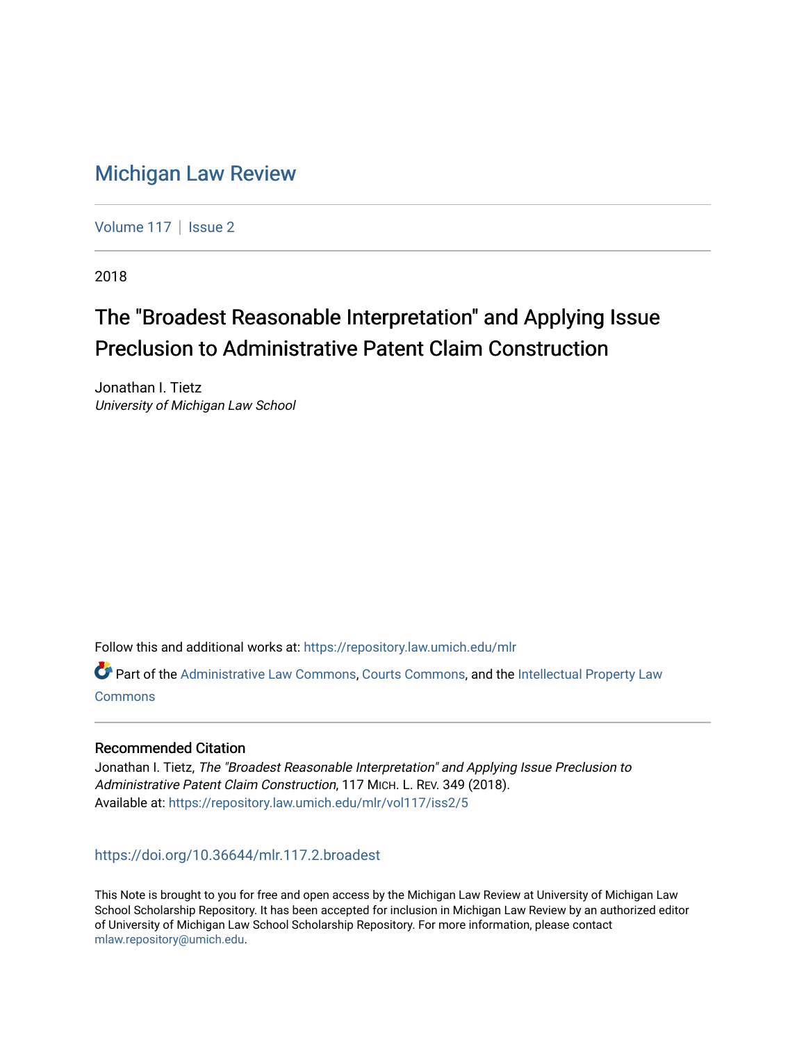# Michigan Law Review

Volume 117 | Issue 2

2018

## The "Broadest Reasonable Interpretation" and Applying Issue Preclusion to Administrative Patent Claim Construction

Jonathan I. Tietz
*University of Michigan Law School*

Follow this and additional works at: https://repository.law.umich.edu/mlr

Part of the Administrative Law Commons, Courts Commons, and the Intellectual Property Law Commons

### Recommended Citation

Jonathan I. Tietz, *The "Broadest Reasonable Interpretation" and Applying Issue Preclusion to Administrative Patent Claim Construction*, 117 Mich. L. Rev. 349 (2018).
Available at: https://repository.law.umich.edu/mlr/vol117/iss2/5

https://doi.org/10.36644/mlr.117.2.broadest

This Note is brought to you for free and open access by the Michigan Law Review at University of Michigan Law School Scholarship Repository. It has been accepted for inclusion in Michigan Law Review by an authorized editor of University of Michigan Law School Scholarship Repository. For more information, please contact mlaw.repository@umich.edu.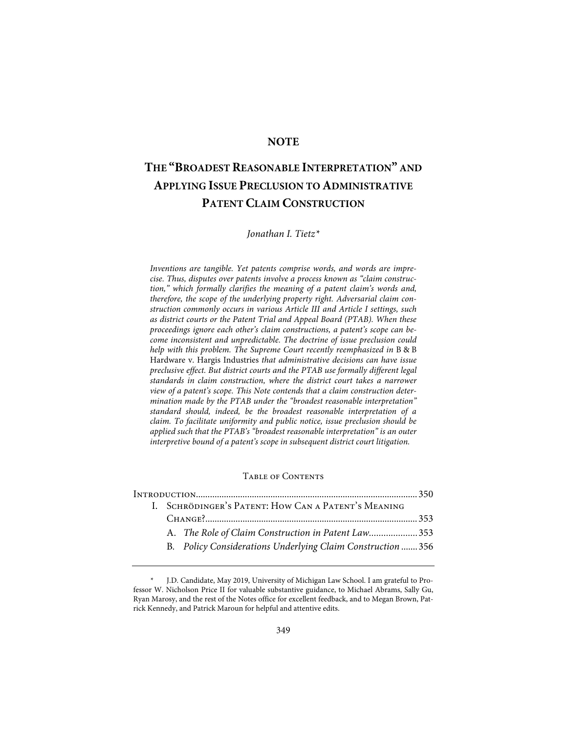**NOTE**

# The "Broadest Reasonable Interpretation" and Applying Issue Preclusion to Administrative Patent Claim Construction

*Jonathan I. Tietz\**

*Inventions are tangible. Yet patents comprise words, and words are imprecise. Thus, disputes over patents involve a process known as "claim construction," which formally clarifies the meaning of a patent claim's words and, therefore, the scope of the underlying property right. Adversarial claim construction commonly occurs in various Article III and Article I settings, such as district courts or the Patent Trial and Appeal Board (PTAB). When these proceedings ignore each other's claim constructions, a patent's scope can become inconsistent and unpredictable. The doctrine of issue preclusion could help with this problem. The Supreme Court recently reemphasized in* B & B Hardware v. Hargis Industries *that administrative decisions can have issue preclusive effect. But district courts and the PTAB use formally different legal standards in claim construction, where the district court takes a narrower view of a patent's scope. This Note contends that a claim construction determination made by the PTAB under the "broadest reasonable interpretation" standard should, indeed, be the broadest reasonable interpretation of a claim. To facilitate uniformity and public notice, issue preclusion should be applied such that the PTAB's "broadest reasonable interpretation" is an outer interpretive bound of a patent's scope in subsequent district court litigation.*

## Table of Contents

Introduction .......... 350

I. Schrödinger's Patent: How Can a Patent's Meaning Change? .......... 353

- A. *The Role of Claim Construction in Patent Law* .......... 353
- B. *Policy Considerations Underlying Claim Construction* .......... 356

\* J.D. Candidate, May 2019, University of Michigan Law School. I am grateful to Professor W. Nicholson Price II for valuable substantive guidance, to Michael Abrams, Sally Gu, Ryan Marosy, and the rest of the Notes office for excellent feedback, and to Megan Brown, Patrick Kennedy, and Patrick Maroun for helpful and attentive edits.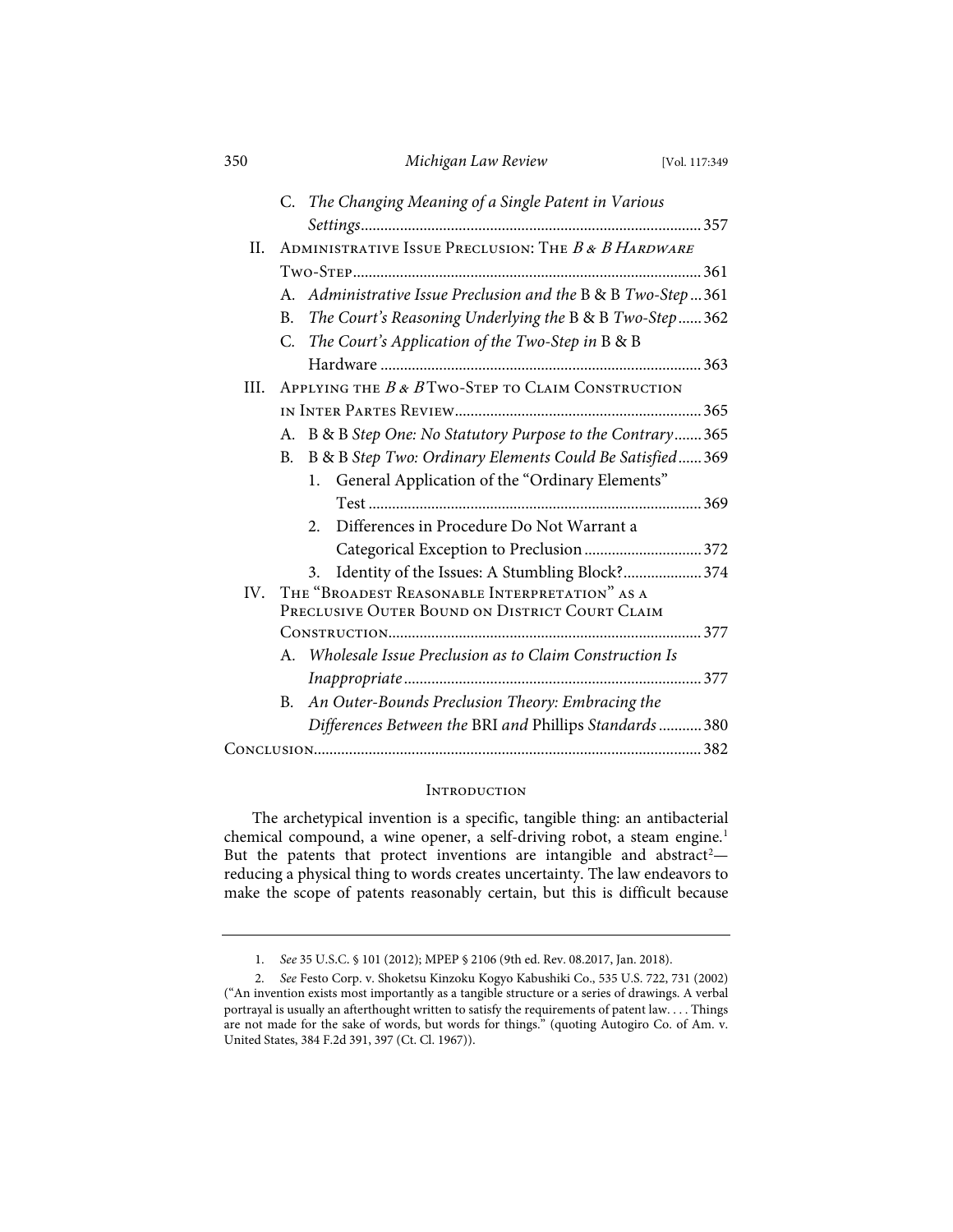C. *The Changing Meaning of a Single Patent in Various Settings* ..... 357

II. Administrative Issue Preclusion: The *B & B Hardware* Two-Step ..... 361

A. *Administrative Issue Preclusion and the* B & B *Two-Step* ..... 361

B. *The Court's Reasoning Underlying the* B & B *Two-Step* ..... 362

C. *The Court's Application of the Two-Step in* B & B Hardware ..... 363

III. Applying the *B & B* Two-Step to Claim Construction in Inter Partes Review ..... 365

A. B & B *Step One: No Statutory Purpose to the Contrary* ..... 365

B. B & B *Step Two: Ordinary Elements Could Be Satisfied* ..... 369

1. General Application of the "Ordinary Elements" Test ..... 369
2. Differences in Procedure Do Not Warrant a Categorical Exception to Preclusion ..... 372
3. Identity of the Issues: A Stumbling Block? ..... 374

IV. The "Broadest Reasonable Interpretation" as a Preclusive Outer Bound on District Court Claim Construction ..... 377

A. *Wholesale Issue Preclusion as to Claim Construction Is Inappropriate* ..... 377

B. *An Outer-Bounds Preclusion Theory: Embracing the Differences Between the* BRI *and* Phillips *Standards* ..... 380

Conclusion ..... 382

## Introduction

The archetypical invention is a specific, tangible thing: an antibacterial chemical compound, a wine opener, a self-driving robot, a steam engine.[1] But the patents that protect inventions are intangible and abstract[2]—reducing a physical thing to words creates uncertainty. The law endeavors to make the scope of patents reasonably certain, but this is difficult because

---

1. *See* 35 U.S.C. § 101 (2012); MPEP § 2106 (9th ed. Rev. 08.2017, Jan. 2018).

2. *See* Festo Corp. v. Shoketsu Kinzoku Kogyo Kabushiki Co., 535 U.S. 722, 731 (2002) ("An invention exists most importantly as a tangible structure or a series of drawings. A verbal portrayal is usually an afterthought written to satisfy the requirements of patent law. . . . Things are not made for the sake of words, but words for things." (quoting Autogiro Co. of Am. v. United States, 384 F.2d 391, 397 (Ct. Cl. 1967)).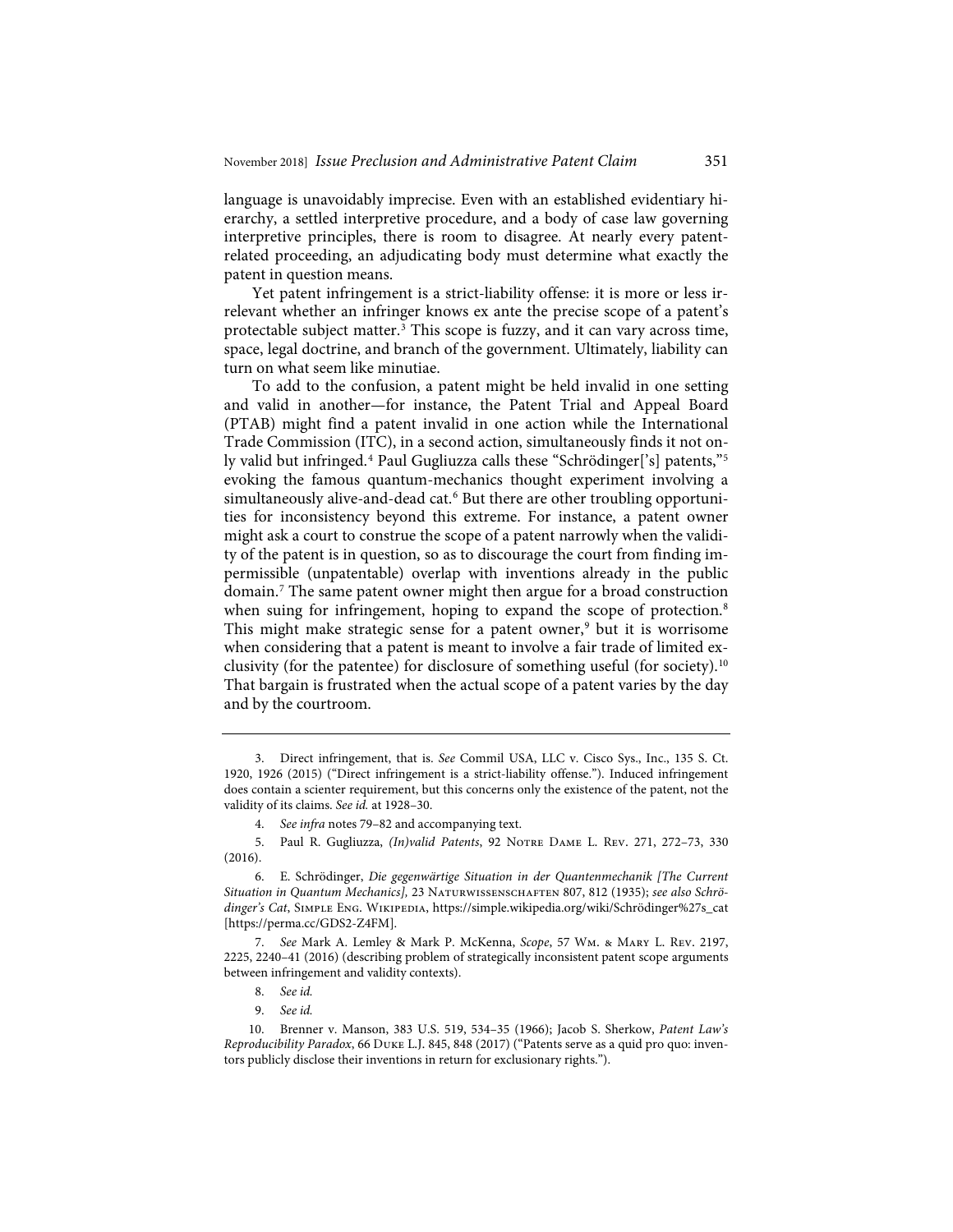language is unavoidably imprecise. Even with an established evidentiary hierarchy, a settled interpretive procedure, and a body of case law governing interpretive principles, there is room to disagree. At nearly every patent-related proceeding, an adjudicating body must determine what exactly the patent in question means.

Yet patent infringement is a strict-liability offense: it is more or less irrelevant whether an infringer knows ex ante the precise scope of a patent's protectable subject matter.[3] This scope is fuzzy, and it can vary across time, space, legal doctrine, and branch of the government. Ultimately, liability can turn on what seem like minutiae.

To add to the confusion, a patent might be held invalid in one setting and valid in another—for instance, the Patent Trial and Appeal Board (PTAB) might find a patent invalid in one action while the International Trade Commission (ITC), in a second action, simultaneously finds it not only valid but infringed.[4] Paul Gugliuzza calls these "Schrödinger['s] patents,"[5] evoking the famous quantum-mechanics thought experiment involving a simultaneously alive-and-dead cat.[6] But there are other troubling opportunities for inconsistency beyond this extreme. For instance, a patent owner might ask a court to construe the scope of a patent narrowly when the validity of the patent is in question, so as to discourage the court from finding impermissible (unpatentable) overlap with inventions already in the public domain.[7] The same patent owner might then argue for a broad construction when suing for infringement, hoping to expand the scope of protection.[8] This might make strategic sense for a patent owner,[9] but it is worrisome when considering that a patent is meant to involve a fair trade of limited exclusivity (for the patentee) for disclosure of something useful (for society).[10] That bargain is frustrated when the actual scope of a patent varies by the day and by the courtroom.

---

3. Direct infringement, that is. *See* Commil USA, LLC v. Cisco Sys., Inc., 135 S. Ct. 1920, 1926 (2015) ("Direct infringement is a strict-liability offense."). Induced infringement does contain a scienter requirement, but this concerns only the existence of the patent, not the validity of its claims. *See id.* at 1928–30.

4. *See infra* notes 79–82 and accompanying text.

5. Paul R. Gugliuzza, *(In)valid Patents*, 92 Notre Dame L. Rev. 271, 272–73, 330 (2016).

6. E. Schrödinger, *Die gegenwärtige Situation in der Quantenmechanik [The Current Situation in Quantum Mechanics]*, 23 Naturwissenschaften 807, 812 (1935); *see also Schrödinger's Cat*, Simple Eng. Wikipedia, https://simple.wikipedia.org/wiki/Schrödinger%27s_cat [https://perma.cc/GDS2-Z4FM].

7. *See* Mark A. Lemley & Mark P. McKenna, *Scope*, 57 Wm. & Mary L. Rev. 2197, 2225, 2240–41 (2016) (describing problem of strategically inconsistent patent scope arguments between infringement and validity contexts).

8. *See id.*

9. *See id.*

10. Brenner v. Manson, 383 U.S. 519, 534–35 (1966); Jacob S. Sherkow, *Patent Law's Reproducibility Paradox*, 66 Duke L.J. 845, 848 (2017) ("Patents serve as a quid pro quo: inventors publicly disclose their inventions in return for exclusionary rights.").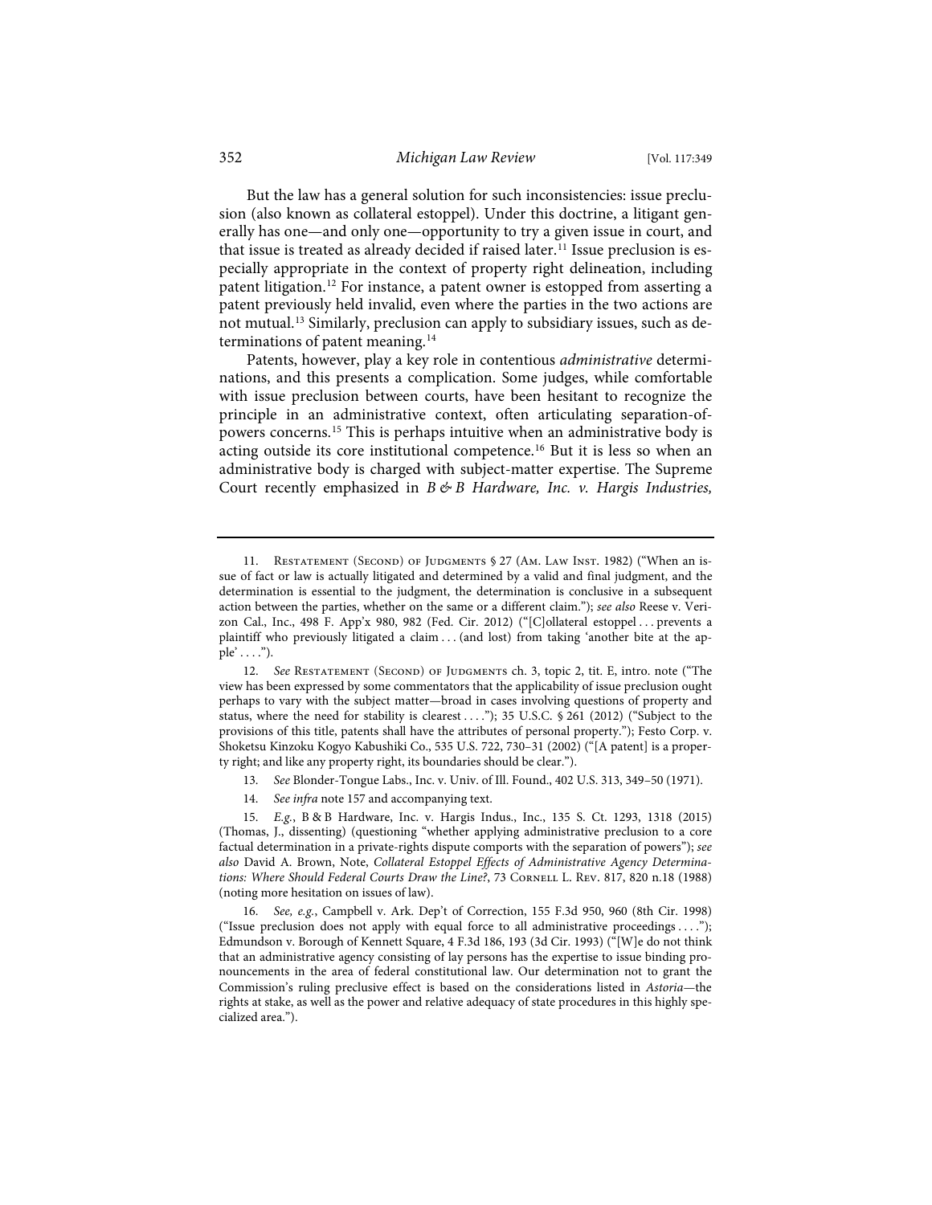But the law has a general solution for such inconsistencies: issue preclusion (also known as collateral estoppel). Under this doctrine, a litigant generally has one—and only one—opportunity to try a given issue in court, and that issue is treated as already decided if raised later.[11] Issue preclusion is especially appropriate in the context of property right delineation, including patent litigation.[12] For instance, a patent owner is estopped from asserting a patent previously held invalid, even where the parties in the two actions are not mutual.[13] Similarly, preclusion can apply to subsidiary issues, such as determinations of patent meaning.[14]

Patents, however, play a key role in contentious *administrative* determinations, and this presents a complication. Some judges, while comfortable with issue preclusion between courts, have been hesitant to recognize the principle in an administrative context, often articulating separation-of-powers concerns.[15] This is perhaps intuitive when an administrative body is acting outside its core institutional competence.[16] But it is less so when an administrative body is charged with subject-matter expertise. The Supreme Court recently emphasized in *B & B Hardware, Inc. v. Hargis Industries,*

---

11. Restatement (Second) of Judgments § 27 (Am. Law Inst. 1982) ("When an issue of fact or law is actually litigated and determined by a valid and final judgment, and the determination is essential to the judgment, the determination is conclusive in a subsequent action between the parties, whether on the same or a different claim."); *see also* Reese v. Verizon Cal., Inc., 498 F. App'x 980, 982 (Fed. Cir. 2012) ("[C]ollateral estoppel . . . prevents a plaintiff who previously litigated a claim . . . (and lost) from taking 'another bite at the apple' . . . .").

12. *See* Restatement (Second) of Judgments ch. 3, topic 2, tit. E, intro. note ("The view has been expressed by some commentators that the applicability of issue preclusion ought perhaps to vary with the subject matter—broad in cases involving questions of property and status, where the need for stability is clearest . . . ."); 35 U.S.C. § 261 (2012) ("Subject to the provisions of this title, patents shall have the attributes of personal property."); Festo Corp. v. Shoketsu Kinzoku Kogyo Kabushiki Co., 535 U.S. 722, 730–31 (2002) ("[A patent] is a property right; and like any property right, its boundaries should be clear.").

13. *See* Blonder-Tongue Labs., Inc. v. Univ. of Ill. Found., 402 U.S. 313, 349–50 (1971).

14. *See infra* note 157 and accompanying text.

15. *E.g.*, B & B Hardware, Inc. v. Hargis Indus., Inc., 135 S. Ct. 1293, 1318 (2015) (Thomas, J., dissenting) (questioning "whether applying administrative preclusion to a core factual determination in a private-rights dispute comports with the separation of powers"); *see also* David A. Brown, Note, *Collateral Estoppel Effects of Administrative Agency Determinations: Where Should Federal Courts Draw the Line?*, 73 Cornell L. Rev. 817, 820 n.18 (1988) (noting more hesitation on issues of law).

16. *See, e.g.*, Campbell v. Ark. Dep't of Correction, 155 F.3d 950, 960 (8th Cir. 1998) ("Issue preclusion does not apply with equal force to all administrative proceedings . . . ."); Edmundson v. Borough of Kennett Square, 4 F.3d 186, 193 (3d Cir. 1993) ("[W]e do not think that an administrative agency consisting of lay persons has the expertise to issue binding pronouncements in the area of federal constitutional law. Our determination not to grant the Commission's ruling preclusive effect is based on the considerations listed in *Astoria*—the rights at stake, as well as the power and relative adequacy of state procedures in this highly specialized area.").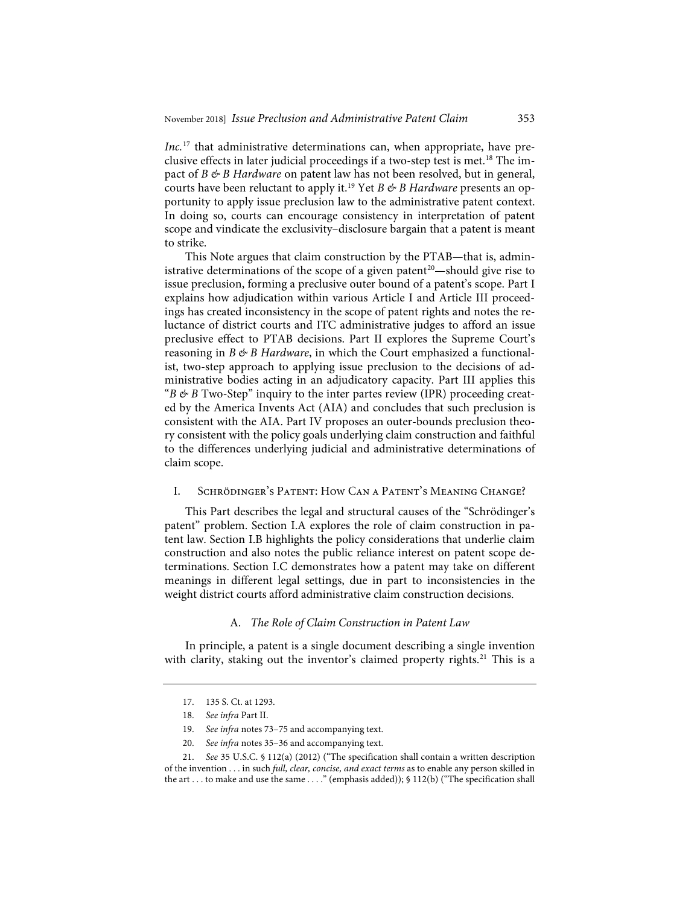*Inc.*[17] that administrative determinations can, when appropriate, have preclusive effects in later judicial proceedings if a two-step test is met.[18] The impact of *B & B Hardware* on patent law has not been resolved, but in general, courts have been reluctant to apply it.[19] Yet *B & B Hardware* presents an opportunity to apply issue preclusion law to the administrative patent context. In doing so, courts can encourage consistency in interpretation of patent scope and vindicate the exclusivity–disclosure bargain that a patent is meant to strike.

This Note argues that claim construction by the PTAB—that is, administrative determinations of the scope of a given patent[20]—should give rise to issue preclusion, forming a preclusive outer bound of a patent's scope. Part I explains how adjudication within various Article I and Article III proceedings has created inconsistency in the scope of patent rights and notes the reluctance of district courts and ITC administrative judges to afford an issue preclusive effect to PTAB decisions. Part II explores the Supreme Court's reasoning in *B & B Hardware*, in which the Court emphasized a functionalist, two-step approach to applying issue preclusion to the decisions of administrative bodies acting in an adjudicatory capacity. Part III applies this "*B & B* Two-Step" inquiry to the inter partes review (IPR) proceeding created by the America Invents Act (AIA) and concludes that such preclusion is consistent with the AIA. Part IV proposes an outer-bounds preclusion theory consistent with the policy goals underlying claim construction and faithful to the differences underlying judicial and administrative determinations of claim scope.

## I. Schrödinger's Patent: How Can a Patent's Meaning Change?

This Part describes the legal and structural causes of the "Schrödinger's patent" problem. Section I.A explores the role of claim construction in patent law. Section I.B highlights the policy considerations that underlie claim construction and also notes the public reliance interest on patent scope determinations. Section I.C demonstrates how a patent may take on different meanings in different legal settings, due in part to inconsistencies in the weight district courts afford administrative claim construction decisions.

### A. *The Role of Claim Construction in Patent Law*

In principle, a patent is a single document describing a single invention with clarity, staking out the inventor's claimed property rights.[21] This is a

---

17. 135 S. Ct. at 1293.

18. *See infra* Part II.

19. *See infra* notes 73–75 and accompanying text.

20. *See infra* notes 35–36 and accompanying text.

21. *See* 35 U.S.C. § 112(a) (2012) ("The specification shall contain a written description of the invention . . . in such *full, clear, concise, and exact terms* as to enable any person skilled in the art . . . to make and use the same . . . ." (emphasis added)); § 112(b) ("The specification shall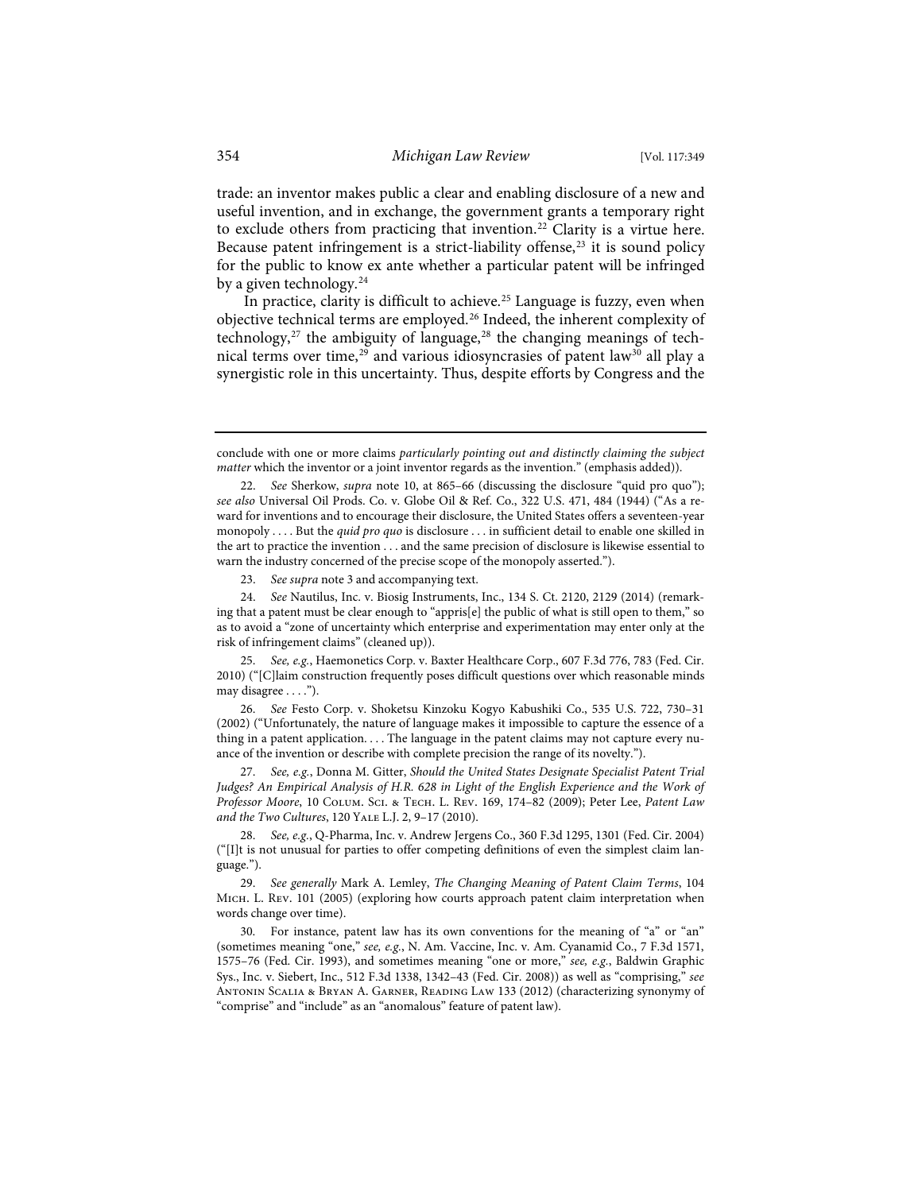trade: an inventor makes public a clear and enabling disclosure of a new and useful invention, and in exchange, the government grants a temporary right to exclude others from practicing that invention.[22] Clarity is a virtue here. Because patent infringement is a strict-liability offense,[23] it is sound policy for the public to know ex ante whether a particular patent will be infringed by a given technology.[24]

In practice, clarity is difficult to achieve.[25] Language is fuzzy, even when objective technical terms are employed.[26] Indeed, the inherent complexity of technology,[27] the ambiguity of language,[28] the changing meanings of technical terms over time,[29] and various idiosyncrasies of patent law[30] all play a synergistic role in this uncertainty. Thus, despite efforts by Congress and the

---

conclude with one or more claims *particularly pointing out and distinctly claiming the subject matter* which the inventor or a joint inventor regards as the invention." (emphasis added)).

22. *See* Sherkow, *supra* note 10, at 865–66 (discussing the disclosure "quid pro quo"); *see also* Universal Oil Prods. Co. v. Globe Oil & Ref. Co., 322 U.S. 471, 484 (1944) ("As a reward for inventions and to encourage their disclosure, the United States offers a seventeen-year monopoly . . . . But the *quid pro quo* is disclosure . . . in sufficient detail to enable one skilled in the art to practice the invention . . . and the same precision of disclosure is likewise essential to warn the industry concerned of the precise scope of the monopoly asserted.").

23. *See supra* note 3 and accompanying text.

24. *See* Nautilus, Inc. v. Biosig Instruments, Inc., 134 S. Ct. 2120, 2129 (2014) (remarking that a patent must be clear enough to "appris[e] the public of what is still open to them," so as to avoid a "zone of uncertainty which enterprise and experimentation may enter only at the risk of infringement claims" (cleaned up)).

25. *See, e.g.*, Haemonetics Corp. v. Baxter Healthcare Corp., 607 F.3d 776, 783 (Fed. Cir. 2010) ("[C]laim construction frequently poses difficult questions over which reasonable minds may disagree . . . .").

26. *See* Festo Corp. v. Shoketsu Kinzoku Kogyo Kabushiki Co., 535 U.S. 722, 730–31 (2002) ("Unfortunately, the nature of language makes it impossible to capture the essence of a thing in a patent application. . . . The language in the patent claims may not capture every nuance of the invention or describe with complete precision the range of its novelty.").

27. *See, e.g.*, Donna M. Gitter, *Should the United States Designate Specialist Patent Trial Judges? An Empirical Analysis of H.R. 628 in Light of the English Experience and the Work of Professor Moore*, 10 Colum. Sci. & Tech. L. Rev. 169, 174–82 (2009); Peter Lee, *Patent Law and the Two Cultures*, 120 Yale L.J. 2, 9–17 (2010).

28. *See, e.g.*, Q-Pharma, Inc. v. Andrew Jergens Co., 360 F.3d 1295, 1301 (Fed. Cir. 2004) ("[I]t is not unusual for parties to offer competing definitions of even the simplest claim language.").

29. *See generally* Mark A. Lemley, *The Changing Meaning of Patent Claim Terms*, 104 Mich. L. Rev. 101 (2005) (exploring how courts approach patent claim interpretation when words change over time).

30. For instance, patent law has its own conventions for the meaning of "a" or "an" (sometimes meaning "one," *see, e.g.*, N. Am. Vaccine, Inc. v. Am. Cyanamid Co., 7 F.3d 1571, 1575–76 (Fed. Cir. 1993), and sometimes meaning "one or more," *see, e.g.*, Baldwin Graphic Sys., Inc. v. Siebert, Inc., 512 F.3d 1338, 1342–43 (Fed. Cir. 2008)) as well as "comprising," *see* Antonin Scalia & Bryan A. Garner, Reading Law 133 (2012) (characterizing synonymy of "comprise" and "include" as an "anomalous" feature of patent law).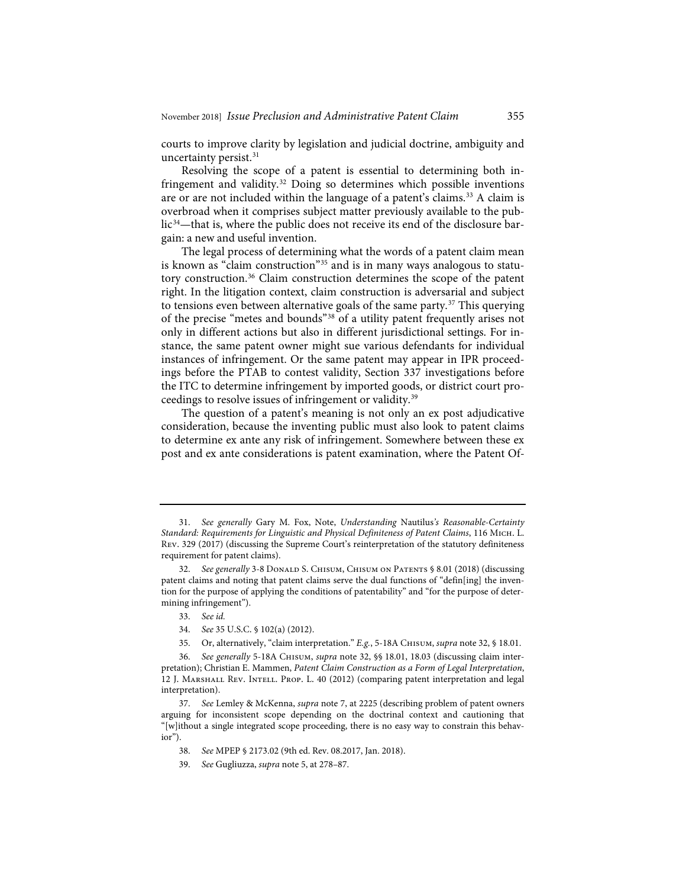courts to improve clarity by legislation and judicial doctrine, ambiguity and uncertainty persist.[31]

Resolving the scope of a patent is essential to determining both infringement and validity.[32] Doing so determines which possible inventions are or are not included within the language of a patent's claims.[33] A claim is overbroad when it comprises subject matter previously available to the public[34]—that is, where the public does not receive its end of the disclosure bargain: a new and useful invention.

The legal process of determining what the words of a patent claim mean is known as "claim construction"[35] and is in many ways analogous to statutory construction.[36] Claim construction determines the scope of the patent right. In the litigation context, claim construction is adversarial and subject to tensions even between alternative goals of the same party.[37] This querying of the precise "metes and bounds"[38] of a utility patent frequently arises not only in different actions but also in different jurisdictional settings. For instance, the same patent owner might sue various defendants for individual instances of infringement. Or the same patent may appear in IPR proceedings before the PTAB to contest validity, Section 337 investigations before the ITC to determine infringement by imported goods, or district court proceedings to resolve issues of infringement or validity.[39]

The question of a patent's meaning is not only an ex post adjudicative consideration, because the inventing public must also look to patent claims to determine ex ante any risk of infringement. Somewhere between these ex post and ex ante considerations is patent examination, where the Patent Of-

---

31. *See generally* Gary M. Fox, Note, *Understanding* Nautilus*'s Reasonable-Certainty Standard: Requirements for Linguistic and Physical Definiteness of Patent Claims*, 116 Mich. L. Rev. 329 (2017) (discussing the Supreme Court's reinterpretation of the statutory definiteness requirement for patent claims).

32. *See generally* 3-8 Donald S. Chisum, Chisum on Patents § 8.01 (2018) (discussing patent claims and noting that patent claims serve the dual functions of "defin[ing] the invention for the purpose of applying the conditions of patentability" and "for the purpose of determining infringement").

33. *See id.*

34. *See* 35 U.S.C. § 102(a) (2012).

35. Or, alternatively, "claim interpretation." *E.g.*, 5-18A Chisum, *supra* note 32, § 18.01.

36. *See generally* 5-18A Chisum, *supra* note 32, §§ 18.01, 18.03 (discussing claim interpretation); Christian E. Mammen, *Patent Claim Construction as a Form of Legal Interpretation*, 12 J. Marshall Rev. Intell. Prop. L. 40 (2012) (comparing patent interpretation and legal interpretation).

37. *See* Lemley & McKenna, *supra* note 7, at 2225 (describing problem of patent owners arguing for inconsistent scope depending on the doctrinal context and cautioning that "[w]ithout a single integrated scope proceeding, there is no easy way to constrain this behavior").

38. *See* MPEP § 2173.02 (9th ed. Rev. 08.2017, Jan. 2018).

39. *See* Gugliuzza, *supra* note 5, at 278–87.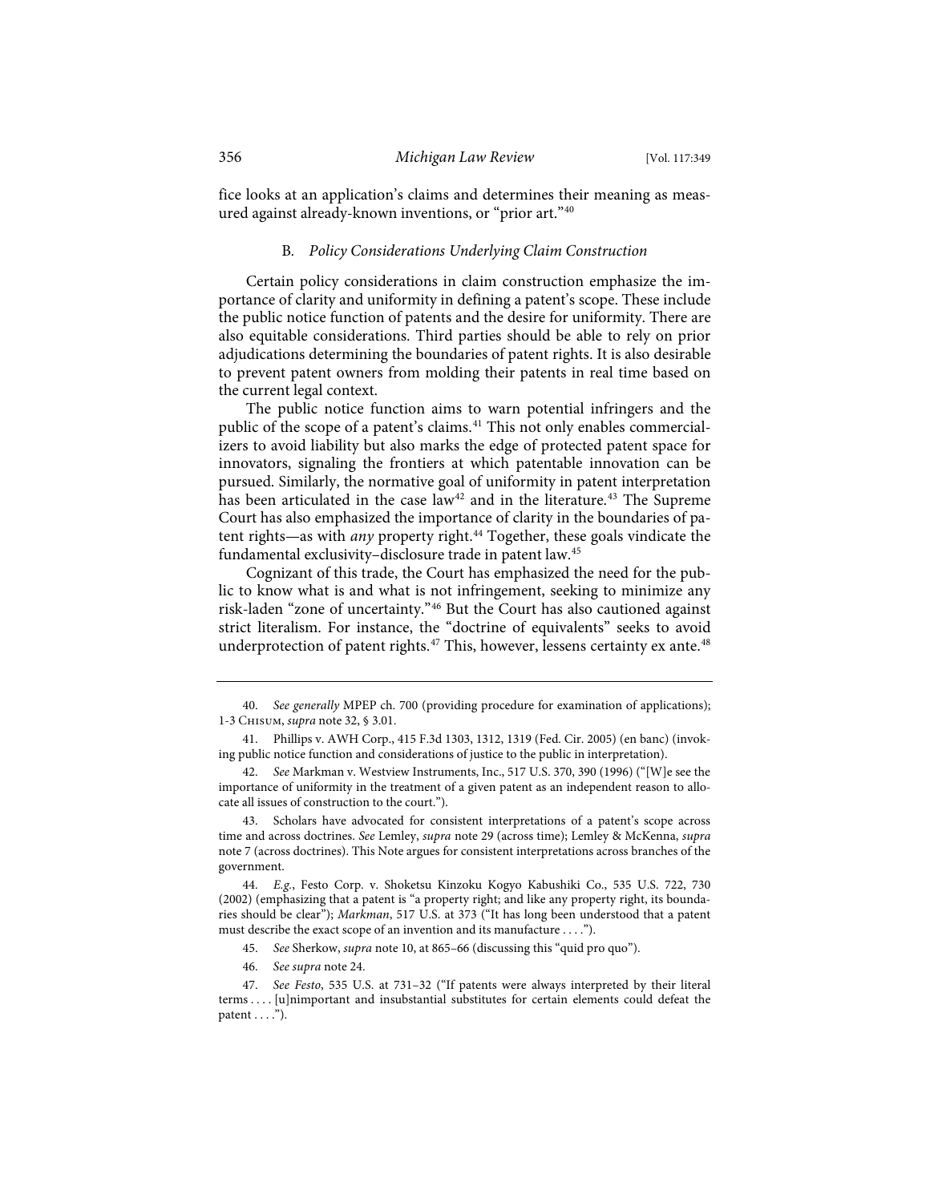fice looks at an application's claims and determines their meaning as measured against already-known inventions, or "prior art."[40]

### B. *Policy Considerations Underlying Claim Construction*

Certain policy considerations in claim construction emphasize the importance of clarity and uniformity in defining a patent's scope. These include the public notice function of patents and the desire for uniformity. There are also equitable considerations. Third parties should be able to rely on prior adjudications determining the boundaries of patent rights. It is also desirable to prevent patent owners from molding their patents in real time based on the current legal context.

The public notice function aims to warn potential infringers and the public of the scope of a patent's claims.[41] This not only enables commercializers to avoid liability but also marks the edge of protected patent space for innovators, signaling the frontiers at which patentable innovation can be pursued. Similarly, the normative goal of uniformity in patent interpretation has been articulated in the case law[42] and in the literature.[43] The Supreme Court has also emphasized the importance of clarity in the boundaries of patent rights—as with *any* property right.[44] Together, these goals vindicate the fundamental exclusivity–disclosure trade in patent law.[45]

Cognizant of this trade, the Court has emphasized the need for the public to know what is and what is not infringement, seeking to minimize any risk-laden "zone of uncertainty."[46] But the Court has also cautioned against strict literalism. For instance, the "doctrine of equivalents" seeks to avoid underprotection of patent rights.[47] This, however, lessens certainty ex ante.[48]

---

40. *See generally* MPEP ch. 700 (providing procedure for examination of applications); 1-3 Chisum, *supra* note 32, § 3.01.

41. Phillips v. AWH Corp., 415 F.3d 1303, 1312, 1319 (Fed. Cir. 2005) (en banc) (invoking public notice function and considerations of justice to the public in interpretation).

42. *See* Markman v. Westview Instruments, Inc., 517 U.S. 370, 390 (1996) ("[W]e see the importance of uniformity in the treatment of a given patent as an independent reason to allocate all issues of construction to the court.").

43. Scholars have advocated for consistent interpretations of a patent's scope across time and across doctrines. *See* Lemley, *supra* note 29 (across time); Lemley & McKenna, *supra* note 7 (across doctrines). This Note argues for consistent interpretations across branches of the government.

44. *E.g.*, Festo Corp. v. Shoketsu Kinzoku Kogyo Kabushiki Co., 535 U.S. 722, 730 (2002) (emphasizing that a patent is "a property right; and like any property right, its boundaries should be clear"); *Markman*, 517 U.S. at 373 ("It has long been understood that a patent must describe the exact scope of an invention and its manufacture . . . .").

45. *See* Sherkow, *supra* note 10, at 865–66 (discussing this "quid pro quo").

46. *See supra* note 24.

47. *See Festo*, 535 U.S. at 731–32 ("If patents were always interpreted by their literal terms . . . . [u]nimportant and insubstantial substitutes for certain elements could defeat the patent . . . .").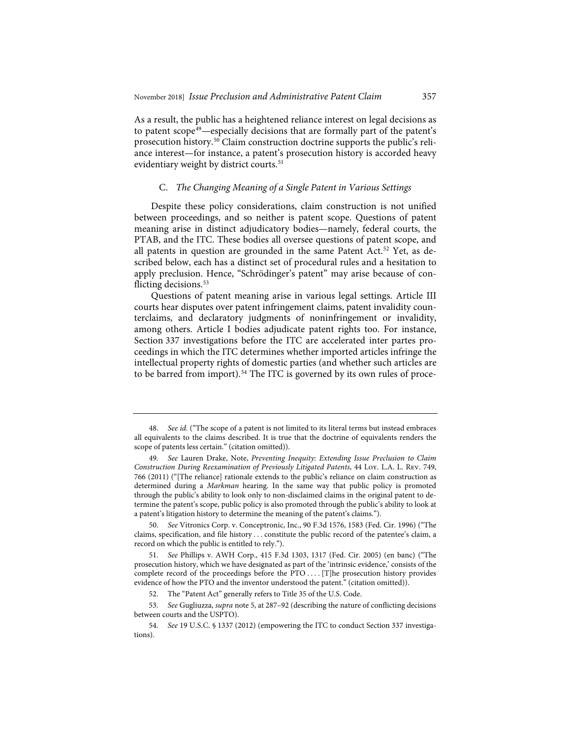As a result, the public has a heightened reliance interest on legal decisions as to patent scope[49]—especially decisions that are formally part of the patent's prosecution history.[50] Claim construction doctrine supports the public's reliance interest—for instance, a patent's prosecution history is accorded heavy evidentiary weight by district courts.[51]

### C. *The Changing Meaning of a Single Patent in Various Settings*

Despite these policy considerations, claim construction is not unified between proceedings, and so neither is patent scope. Questions of patent meaning arise in distinct adjudicatory bodies—namely, federal courts, the PTAB, and the ITC. These bodies all oversee questions of patent scope, and all patents in question are grounded in the same Patent Act.[52] Yet, as described below, each has a distinct set of procedural rules and a hesitation to apply preclusion. Hence, "Schrödinger's patent" may arise because of conflicting decisions.[53]

Questions of patent meaning arise in various legal settings. Article III courts hear disputes over patent infringement claims, patent invalidity counterclaims, and declaratory judgments of noninfringement or invalidity, among others. Article I bodies adjudicate patent rights too. For instance, Section 337 investigations before the ITC are accelerated inter partes proceedings in which the ITC determines whether imported articles infringe the intellectual property rights of domestic parties (and whether such articles are to be barred from import).[54] The ITC is governed by its own rules of proce-

---

48. *See id.* ("The scope of a patent is not limited to its literal terms but instead embraces all equivalents to the claims described. It is true that the doctrine of equivalents renders the scope of patents less certain." (citation omitted)).

49. *See* Lauren Drake, Note, *Preventing Inequity: Extending Issue Preclusion to Claim Construction During Reexamination of Previously Litigated Patents*, 44 Loy. L.A. L. Rev. 749, 766 (2011) ("[The reliance] rationale extends to the public's reliance on claim construction as determined during a *Markman* hearing. In the same way that public policy is promoted through the public's ability to look only to non-disclaimed claims in the original patent to determine the patent's scope, public policy is also promoted through the public's ability to look at a patent's litigation history to determine the meaning of the patent's claims.").

50. *See* Vitronics Corp. v. Conceptronic, Inc., 90 F.3d 1576, 1583 (Fed. Cir. 1996) ("The claims, specification, and file history . . . constitute the public record of the patentee's claim, a record on which the public is entitled to rely.").

51. *See* Phillips v. AWH Corp., 415 F.3d 1303, 1317 (Fed. Cir. 2005) (en banc) ("The prosecution history, which we have designated as part of the 'intrinsic evidence,' consists of the complete record of the proceedings before the PTO . . . . [T]he prosecution history provides evidence of how the PTO and the inventor understood the patent." (citation omitted)).

52. The "Patent Act" generally refers to Title 35 of the U.S. Code.

53. *See* Gugliuzza, *supra* note 5, at 287–92 (describing the nature of conflicting decisions between courts and the USPTO).

54. *See* 19 U.S.C. § 1337 (2012) (empowering the ITC to conduct Section 337 investigations).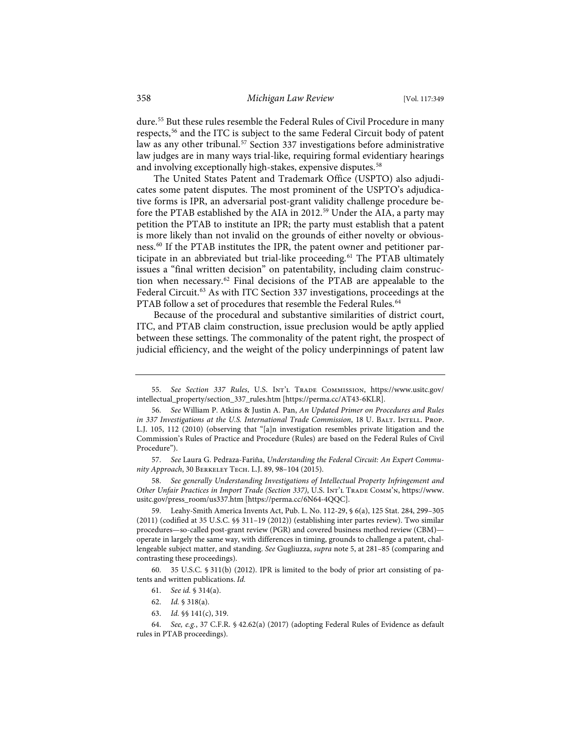dure.[55] But these rules resemble the Federal Rules of Civil Procedure in many respects,[56] and the ITC is subject to the same Federal Circuit body of patent law as any other tribunal.[57] Section 337 investigations before administrative law judges are in many ways trial-like, requiring formal evidentiary hearings and involving exceptionally high-stakes, expensive disputes.[58]

The United States Patent and Trademark Office (USPTO) also adjudicates some patent disputes. The most prominent of the USPTO's adjudicative forms is IPR, an adversarial post-grant validity challenge procedure before the PTAB established by the AIA in 2012.[59] Under the AIA, a party may petition the PTAB to institute an IPR; the party must establish that a patent is more likely than not invalid on the grounds of either novelty or obviousness.[60] If the PTAB institutes the IPR, the patent owner and petitioner participate in an abbreviated but trial-like proceeding.[61] The PTAB ultimately issues a "final written decision" on patentability, including claim construction when necessary.[62] Final decisions of the PTAB are appealable to the Federal Circuit.[63] As with ITC Section 337 investigations, proceedings at the PTAB follow a set of procedures that resemble the Federal Rules.[64]

Because of the procedural and substantive similarities of district court, ITC, and PTAB claim construction, issue preclusion would be aptly applied between these settings. The commonality of the patent right, the prospect of judicial efficiency, and the weight of the policy underpinnings of patent law

---

55. *See Section 337 Rules*, U.S. Int'l Trade Commission, https://www.usitc.gov/intellectual_property/section_337_rules.htm [https://perma.cc/AT43-6KLR].

56. *See* William P. Atkins & Justin A. Pan, *An Updated Primer on Procedures and Rules in 337 Investigations at the U.S. International Trade Commission*, 18 U. Balt. Intell. Prop. L.J. 105, 112 (2010) (observing that "[a]n investigation resembles private litigation and the Commission's Rules of Practice and Procedure (Rules) are based on the Federal Rules of Civil Procedure").

57. *See* Laura G. Pedraza-Fariña, *Understanding the Federal Circuit: An Expert Community Approach*, 30 Berkeley Tech. L.J. 89, 98–104 (2015).

58. *See generally Understanding Investigations of Intellectual Property Infringement and Other Unfair Practices in Import Trade (Section 337)*, U.S. Int'l Trade Comm'n, https://www.usitc.gov/press_room/us337.htm [https://perma.cc/6N64-4QQC].

59. Leahy-Smith America Invents Act, Pub. L. No. 112-29, § 6(a), 125 Stat. 284, 299–305 (2011) (codified at 35 U.S.C. §§ 311–19 (2012)) (establishing inter partes review). Two similar procedures—so-called post-grant review (PGR) and covered business method review (CBM)—operate in largely the same way, with differences in timing, grounds to challenge a patent, challengeable subject matter, and standing. *See* Gugliuzza, *supra* note 5, at 281–85 (comparing and contrasting these proceedings).

60. 35 U.S.C. § 311(b) (2012). IPR is limited to the body of prior art consisting of patents and written publications. *Id.*

61. *See id.* § 314(a).

62. *Id.* § 318(a).

63. *Id.* §§ 141(c), 319.

64. *See, e.g.*, 37 C.F.R. § 42.62(a) (2017) (adopting Federal Rules of Evidence as default rules in PTAB proceedings).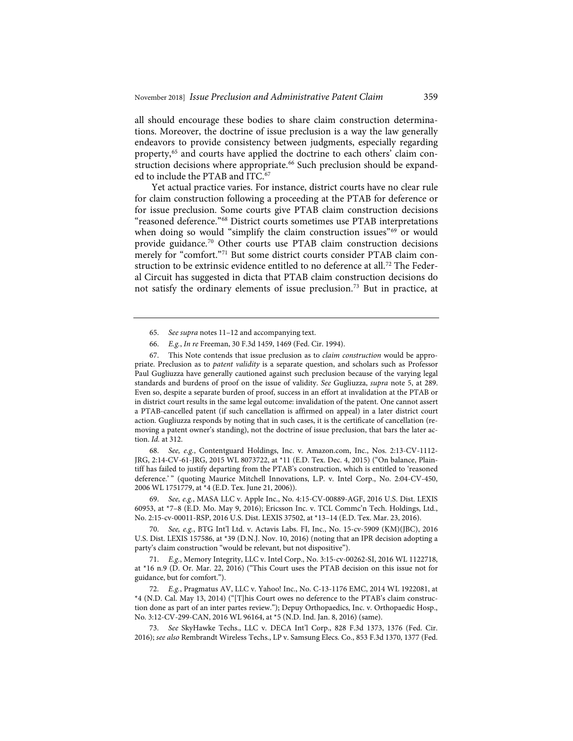all should encourage these bodies to share claim construction determinations. Moreover, the doctrine of issue preclusion is a way the law generally endeavors to provide consistency between judgments, especially regarding property,[65] and courts have applied the doctrine to each others' claim construction decisions where appropriate.[66] Such preclusion should be expanded to include the PTAB and ITC.[67]

Yet actual practice varies. For instance, district courts have no clear rule for claim construction following a proceeding at the PTAB for deference or for issue preclusion. Some courts give PTAB claim construction decisions "reasoned deference."[68] District courts sometimes use PTAB interpretations when doing so would "simplify the claim construction issues"[69] or would provide guidance.[70] Other courts use PTAB claim construction decisions merely for "comfort."[71] But some district courts consider PTAB claim construction to be extrinsic evidence entitled to no deference at all.[72] The Federal Circuit has suggested in dicta that PTAB claim construction decisions do not satisfy the ordinary elements of issue preclusion.[73] But in practice, at

---

65. *See supra* notes 11–12 and accompanying text.

66. *E.g.*, *In re* Freeman, 30 F.3d 1459, 1469 (Fed. Cir. 1994).

67. This Note contends that issue preclusion as to *claim construction* would be appropriate. Preclusion as to *patent validity* is a separate question, and scholars such as Professor Paul Gugliuzza have generally cautioned against such preclusion because of the varying legal standards and burdens of proof on the issue of validity. *See* Gugliuzza, *supra* note 5, at 289. Even so, despite a separate burden of proof, success in an effort at invalidation at the PTAB or in district court results in the same legal outcome: invalidation of the patent. One cannot assert a PTAB-cancelled patent (if such cancellation is affirmed on appeal) in a later district court action. Gugliuzza responds by noting that in such cases, it is the certificate of cancellation (removing a patent owner's standing), not the doctrine of issue preclusion, that bars the later action. *Id.* at 312.

68. *See, e.g.*, Contentguard Holdings, Inc. v. Amazon.com, Inc., Nos. 2:13-CV-1112-JRG, 2:14-CV-61-JRG, 2015 WL 8073722, at *11 (E.D. Tex. Dec. 4, 2015) ("On balance, Plaintiff has failed to justify departing from the PTAB's construction, which is entitled to 'reasoned deference.' " (quoting Maurice Mitchell Innovations, L.P. v. Intel Corp., No. 2:04-CV-450, 2006 WL 1751779, at *4 (E.D. Tex. June 21, 2006)).

69. *See, e.g.*, MASA LLC v. Apple Inc., No. 4:15-CV-00889-AGF, 2016 U.S. Dist. LEXIS 60953, at *7–8 (E.D. Mo. May 9, 2016); Ericsson Inc. v. TCL Commc'n Tech. Holdings, Ltd., No. 2:15-cv-00011-RSP, 2016 U.S. Dist. LEXIS 37502, at *13–14 (E.D. Tex. Mar. 23, 2016).

70. *See, e.g.*, BTG Int'l Ltd. v. Actavis Labs. FI, Inc., No. 15-cv-5909 (KM)(JBC), 2016 U.S. Dist. LEXIS 157586, at *39 (D.N.J. Nov. 10, 2016) (noting that an IPR decision adopting a party's claim construction "would be relevant, but not dispositive").

71. *E.g.*, Memory Integrity, LLC v. Intel Corp., No. 3:15-cv-00262-SI, 2016 WL 1122718, at *16 n.9 (D. Or. Mar. 22, 2016) ("This Court uses the PTAB decision on this issue not for guidance, but for comfort.").

72. *E.g.*, Pragmatus AV, LLC v. Yahoo! Inc., No. C-13-1176 EMC, 2014 WL 1922081, at *4 (N.D. Cal. May 13, 2014) ("[T]his Court owes no deference to the PTAB's claim construction done as part of an inter partes review."); Depuy Orthopaedics, Inc. v. Orthopaedic Hosp., No. 3:12-CV-299-CAN, 2016 WL 96164, at *5 (N.D. Ind. Jan. 8, 2016) (same).

73. *See* SkyHawke Techs., LLC v. DECA Int'l Corp., 828 F.3d 1373, 1376 (Fed. Cir. 2016); *see also* Rembrandt Wireless Techs., LP v. Samsung Elecs. Co., 853 F.3d 1370, 1377 (Fed.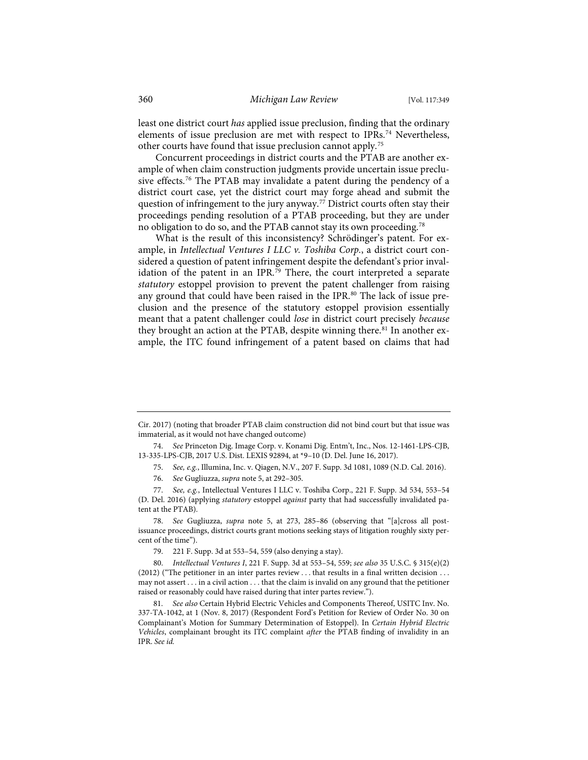least one district court *has* applied issue preclusion, finding that the ordinary elements of issue preclusion are met with respect to IPRs.[74] Nevertheless, other courts have found that issue preclusion cannot apply.[75]

Concurrent proceedings in district courts and the PTAB are another example of when claim construction judgments provide uncertain issue preclusive effects.[76] The PTAB may invalidate a patent during the pendency of a district court case, yet the district court may forge ahead and submit the question of infringement to the jury anyway.[77] District courts often stay their proceedings pending resolution of a PTAB proceeding, but they are under no obligation to do so, and the PTAB cannot stay its own proceeding.[78]

What is the result of this inconsistency? Schrödinger's patent. For example, in *Intellectual Ventures I LLC v. Toshiba Corp.*, a district court considered a question of patent infringement despite the defendant's prior invalidation of the patent in an IPR.[79] There, the court interpreted a separate *statutory* estoppel provision to prevent the patent challenger from raising any ground that could have been raised in the IPR.[80] The lack of issue preclusion and the presence of the statutory estoppel provision essentially meant that a patent challenger could *lose* in district court precisely *because* they brought an action at the PTAB, despite winning there.[81] In another example, the ITC found infringement of a patent based on claims that had

---

Cir. 2017) (noting that broader PTAB claim construction did not bind court but that issue was immaterial, as it would not have changed outcome)

74. *See* Princeton Dig. Image Corp. v. Konami Dig. Entm't, Inc., Nos. 12-1461-LPS-CJB, 13-335-LPS-CJB, 2017 U.S. Dist. LEXIS 92894, at *9–10 (D. Del. June 16, 2017).

75. *See, e.g.*, Illumina, Inc. v. Qiagen, N.V., 207 F. Supp. 3d 1081, 1089 (N.D. Cal. 2016).

76. *See* Gugliuzza, *supra* note 5, at 292–305.

77. *See, e.g.*, Intellectual Ventures I LLC v. Toshiba Corp., 221 F. Supp. 3d 534, 553–54 (D. Del. 2016) (applying *statutory* estoppel *against* party that had successfully invalidated patent at the PTAB).

78. *See* Gugliuzza, *supra* note 5, at 273, 285–86 (observing that "[a]cross all post-issuance proceedings, district courts grant motions seeking stays of litigation roughly sixty percent of the time").

79. 221 F. Supp. 3d at 553–54, 559 (also denying a stay).

80. *Intellectual Ventures I*, 221 F. Supp. 3d at 553–54, 559; *see also* 35 U.S.C. § 315(e)(2) (2012) ("The petitioner in an inter partes review . . . that results in a final written decision . . . may not assert . . . in a civil action . . . that the claim is invalid on any ground that the petitioner raised or reasonably could have raised during that inter partes review.").

81. *See also* Certain Hybrid Electric Vehicles and Components Thereof, USITC Inv. No. 337-TA-1042, at 1 (Nov. 8, 2017) (Respondent Ford's Petition for Review of Order No. 30 on Complainant's Motion for Summary Determination of Estoppel). In *Certain Hybrid Electric Vehicles*, complainant brought its ITC complaint *after* the PTAB finding of invalidity in an IPR. *See id.*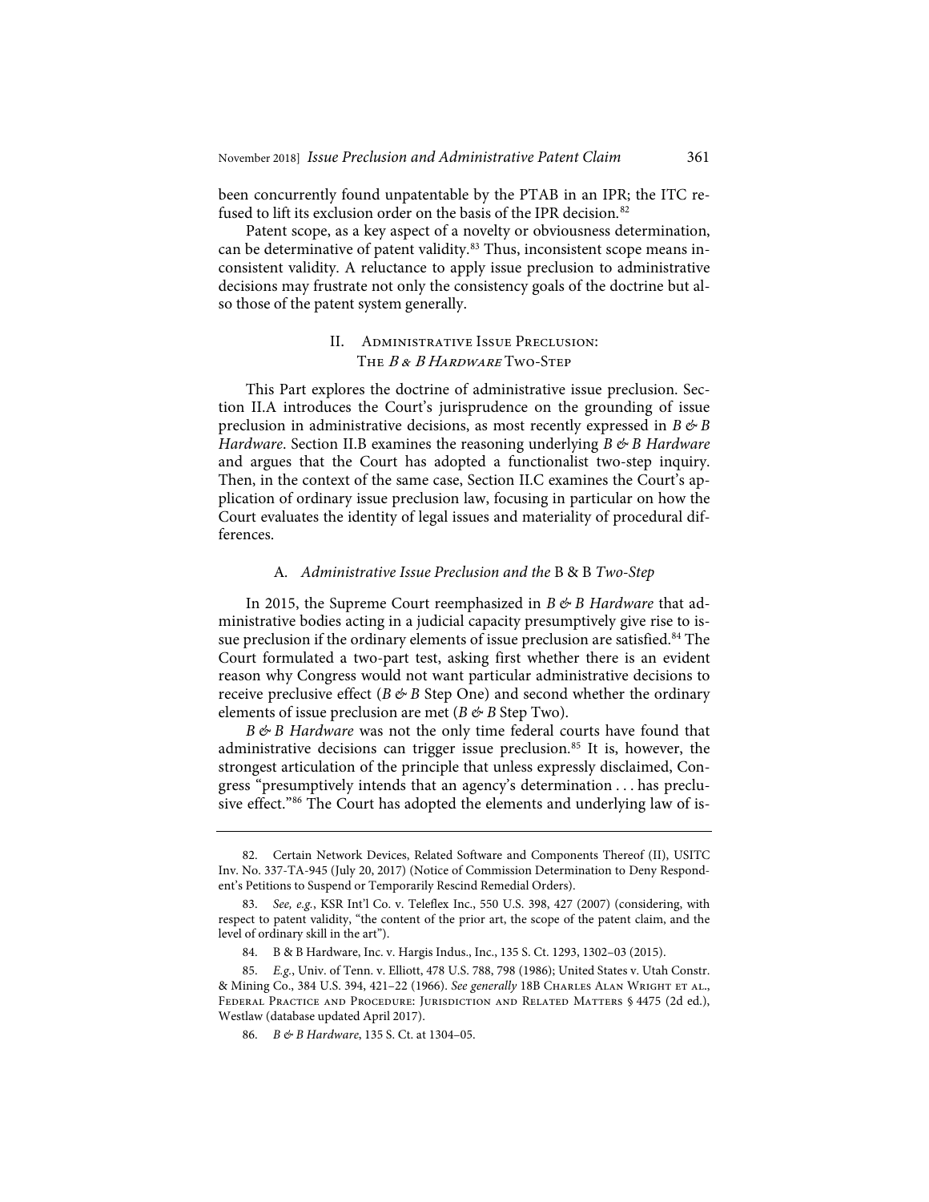been concurrently found unpatentable by the PTAB in an IPR; the ITC refused to lift its exclusion order on the basis of the IPR decision.[82]

Patent scope, as a key aspect of a novelty or obviousness determination, can be determinative of patent validity.[83] Thus, inconsistent scope means inconsistent validity. A reluctance to apply issue preclusion to administrative decisions may frustrate not only the consistency goals of the doctrine but also those of the patent system generally.

## II. Administrative Issue Preclusion: The *B & B Hardware* Two-Step

This Part explores the doctrine of administrative issue preclusion. Section II.A introduces the Court's jurisprudence on the grounding of issue preclusion in administrative decisions, as most recently expressed in *B & B Hardware*. Section II.B examines the reasoning underlying *B & B Hardware* and argues that the Court has adopted a functionalist two-step inquiry. Then, in the context of the same case, Section II.C examines the Court's application of ordinary issue preclusion law, focusing in particular on how the Court evaluates the identity of legal issues and materiality of procedural differences.

### A. *Administrative Issue Preclusion and the* B & B *Two-Step*

In 2015, the Supreme Court reemphasized in *B & B Hardware* that administrative bodies acting in a judicial capacity presumptively give rise to issue preclusion if the ordinary elements of issue preclusion are satisfied.[84] The Court formulated a two-part test, asking first whether there is an evident reason why Congress would not want particular administrative decisions to receive preclusive effect (*B & B* Step One) and second whether the ordinary elements of issue preclusion are met (*B & B* Step Two).

*B & B Hardware* was not the only time federal courts have found that administrative decisions can trigger issue preclusion.[85] It is, however, the strongest articulation of the principle that unless expressly disclaimed, Congress "presumptively intends that an agency's determination . . . has preclusive effect."[86] The Court has adopted the elements and underlying law of is-

---

82. Certain Network Devices, Related Software and Components Thereof (II), USITC Inv. No. 337-TA-945 (July 20, 2017) (Notice of Commission Determination to Deny Respondent's Petitions to Suspend or Temporarily Rescind Remedial Orders).

83. *See, e.g.*, KSR Int'l Co. v. Teleflex Inc., 550 U.S. 398, 427 (2007) (considering, with respect to patent validity, "the content of the prior art, the scope of the patent claim, and the level of ordinary skill in the art").

84. B & B Hardware, Inc. v. Hargis Indus., Inc., 135 S. Ct. 1293, 1302–03 (2015).

85. *E.g.*, Univ. of Tenn. v. Elliott, 478 U.S. 788, 798 (1986); United States v. Utah Constr. & Mining Co., 384 U.S. 394, 421–22 (1966). *See generally* 18B Charles Alan Wright et al., Federal Practice and Procedure: Jurisdiction and Related Matters § 4475 (2d ed.), Westlaw (database updated April 2017).

86. *B & B Hardware*, 135 S. Ct. at 1304–05.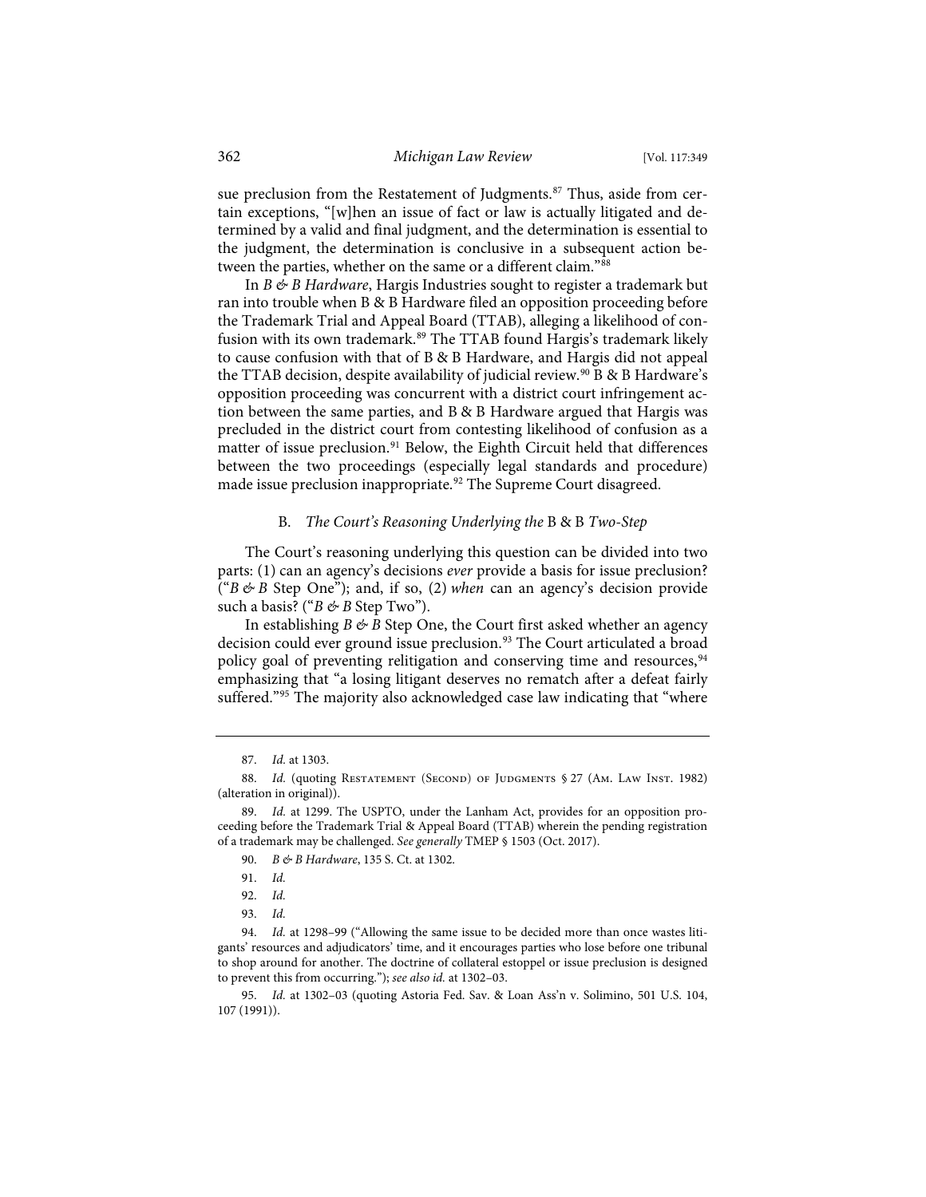sue preclusion from the Restatement of Judgments.[87] Thus, aside from certain exceptions, "[w]hen an issue of fact or law is actually litigated and determined by a valid and final judgment, and the determination is essential to the judgment, the determination is conclusive in a subsequent action between the parties, whether on the same or a different claim."[88]

In *B & B Hardware*, Hargis Industries sought to register a trademark but ran into trouble when B & B Hardware filed an opposition proceeding before the Trademark Trial and Appeal Board (TTAB), alleging a likelihood of confusion with its own trademark.[89] The TTAB found Hargis's trademark likely to cause confusion with that of B & B Hardware, and Hargis did not appeal the TTAB decision, despite availability of judicial review.[90] B & B Hardware's opposition proceeding was concurrent with a district court infringement action between the same parties, and B & B Hardware argued that Hargis was precluded in the district court from contesting likelihood of confusion as a matter of issue preclusion.[91] Below, the Eighth Circuit held that differences between the two proceedings (especially legal standards and procedure) made issue preclusion inappropriate.[92] The Supreme Court disagreed.

### B. *The Court's Reasoning Underlying the* B & B *Two-Step*

The Court's reasoning underlying this question can be divided into two parts: (1) can an agency's decisions *ever* provide a basis for issue preclusion? ("*B & B* Step One"); and, if so, (2) *when* can an agency's decision provide such a basis? ("*B & B* Step Two").

In establishing *B & B* Step One, the Court first asked whether an agency decision could ever ground issue preclusion.[93] The Court articulated a broad policy goal of preventing relitigation and conserving time and resources,[94] emphasizing that "a losing litigant deserves no rematch after a defeat fairly suffered."[95] The majority also acknowledged case law indicating that "where

---

87. *Id.* at 1303.

88. *Id.* (quoting Restatement (Second) of Judgments § 27 (Am. Law Inst. 1982) (alteration in original)).

89. *Id.* at 1299. The USPTO, under the Lanham Act, provides for an opposition proceeding before the Trademark Trial & Appeal Board (TTAB) wherein the pending registration of a trademark may be challenged. *See generally* TMEP § 1503 (Oct. 2017).

90. *B & B Hardware*, 135 S. Ct. at 1302.

91. *Id.*

92. *Id.*

93. *Id.*

94. *Id.* at 1298–99 ("Allowing the same issue to be decided more than once wastes litigants' resources and adjudicators' time, and it encourages parties who lose before one tribunal to shop around for another. The doctrine of collateral estoppel or issue preclusion is designed to prevent this from occurring."); *see also id.* at 1302–03.

95. *Id.* at 1302–03 (quoting Astoria Fed. Sav. & Loan Ass'n v. Solimino, 501 U.S. 104, 107 (1991)).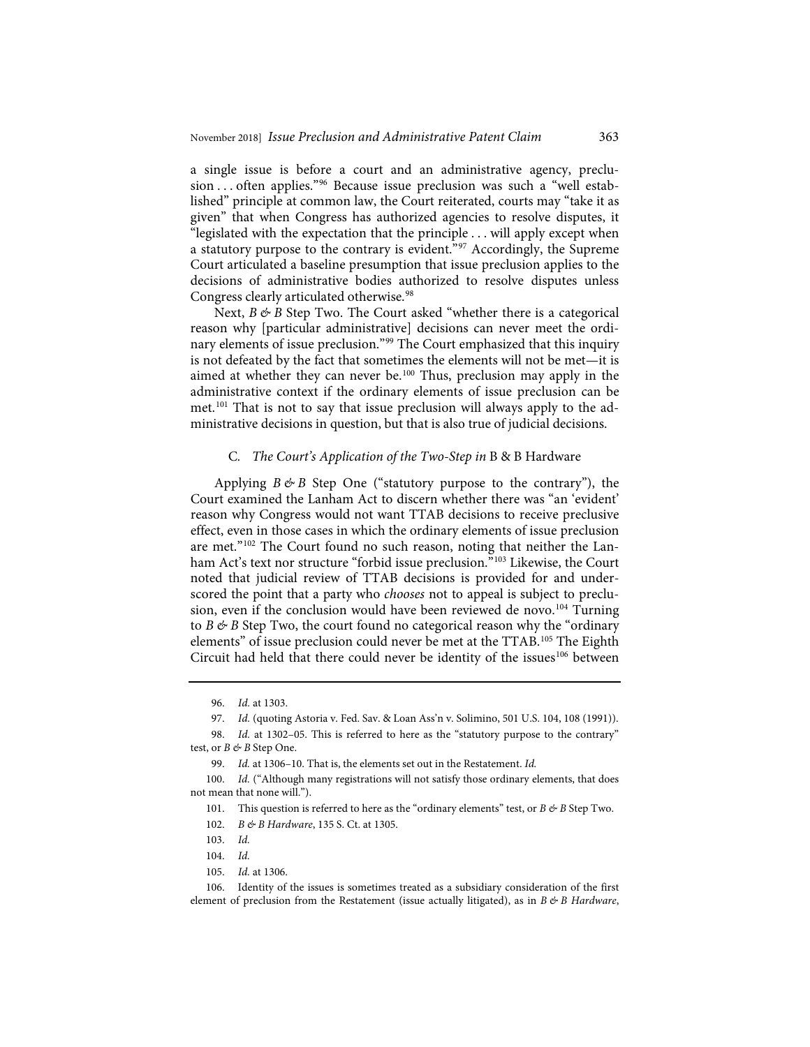a single issue is before a court and an administrative agency, preclusion . . . often applies."[96] Because issue preclusion was such a "well established" principle at common law, the Court reiterated, courts may "take it as given" that when Congress has authorized agencies to resolve disputes, it "legislated with the expectation that the principle . . . will apply except when a statutory purpose to the contrary is evident."[97] Accordingly, the Supreme Court articulated a baseline presumption that issue preclusion applies to the decisions of administrative bodies authorized to resolve disputes unless Congress clearly articulated otherwise.[98]

Next, *B & B* Step Two. The Court asked "whether there is a categorical reason why [particular administrative] decisions can never meet the ordinary elements of issue preclusion."[99] The Court emphasized that this inquiry is not defeated by the fact that sometimes the elements will not be met—it is aimed at whether they can never be.[100] Thus, preclusion may apply in the administrative context if the ordinary elements of issue preclusion can be met.[101] That is not to say that issue preclusion will always apply to the administrative decisions in question, but that is also true of judicial decisions.

### C. *The Court's Application of the Two-Step in* B & B Hardware

Applying *B & B* Step One ("statutory purpose to the contrary"), the Court examined the Lanham Act to discern whether there was "an 'evident' reason why Congress would not want TTAB decisions to receive preclusive effect, even in those cases in which the ordinary elements of issue preclusion are met."[102] The Court found no such reason, noting that neither the Lanham Act's text nor structure "forbid issue preclusion."[103] Likewise, the Court noted that judicial review of TTAB decisions is provided for and underscored the point that a party who *chooses* not to appeal is subject to preclusion, even if the conclusion would have been reviewed de novo.[104] Turning to *B & B* Step Two, the court found no categorical reason why the "ordinary elements" of issue preclusion could never be met at the TTAB.[105] The Eighth Circuit had held that there could never be identity of the issues[106] between

---

96. *Id.* at 1303.

97. *Id.* (quoting Astoria v. Fed. Sav. & Loan Ass'n v. Solimino, 501 U.S. 104, 108 (1991)).

98. *Id.* at 1302–05. This is referred to here as the "statutory purpose to the contrary" test, or *B & B* Step One.

99. *Id.* at 1306–10. That is, the elements set out in the Restatement. *Id.*

100. *Id.* ("Although many registrations will not satisfy those ordinary elements, that does not mean that none will.").

101. This question is referred to here as the "ordinary elements" test, or *B & B* Step Two.

102. *B & B Hardware*, 135 S. Ct. at 1305.

103. *Id.*

104. *Id.*

105. *Id.* at 1306.

106. Identity of the issues is sometimes treated as a subsidiary consideration of the first element of preclusion from the Restatement (issue actually litigated), as in *B & B Hardware*,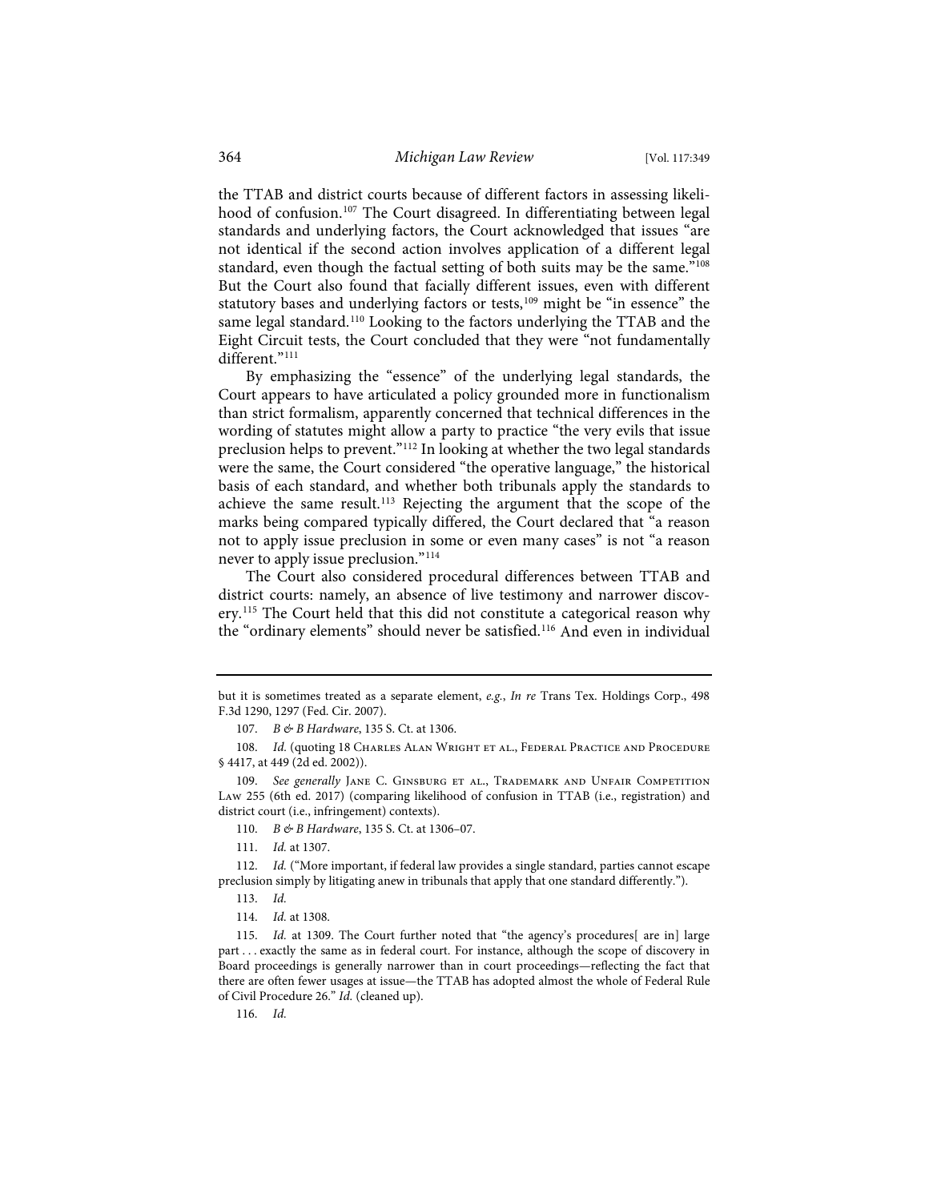the TTAB and district courts because of different factors in assessing likelihood of confusion.[107] The Court disagreed. In differentiating between legal standards and underlying factors, the Court acknowledged that issues "are not identical if the second action involves application of a different legal standard, even though the factual setting of both suits may be the same."[108] But the Court also found that facially different issues, even with different statutory bases and underlying factors or tests,[109] might be "in essence" the same legal standard.[110] Looking to the factors underlying the TTAB and the Eight Circuit tests, the Court concluded that they were "not fundamentally different."[111]

By emphasizing the "essence" of the underlying legal standards, the Court appears to have articulated a policy grounded more in functionalism than strict formalism, apparently concerned that technical differences in the wording of statutes might allow a party to practice "the very evils that issue preclusion helps to prevent."[112] In looking at whether the two legal standards were the same, the Court considered "the operative language," the historical basis of each standard, and whether both tribunals apply the standards to achieve the same result.[113] Rejecting the argument that the scope of the marks being compared typically differed, the Court declared that "a reason not to apply issue preclusion in some or even many cases" is not "a reason never to apply issue preclusion."[114]

The Court also considered procedural differences between TTAB and district courts: namely, an absence of live testimony and narrower discovery.[115] The Court held that this did not constitute a categorical reason why the "ordinary elements" should never be satisfied.[116] And even in individual

---

but it is sometimes treated as a separate element, *e.g.*, *In re* Trans Tex. Holdings Corp., 498 F.3d 1290, 1297 (Fed. Cir. 2007).

107. *B & B Hardware*, 135 S. Ct. at 1306.

108. *Id.* (quoting 18 Charles Alan Wright et al., Federal Practice and Procedure § 4417, at 449 (2d ed. 2002)).

109. *See generally* Jane C. Ginsburg et al., Trademark and Unfair Competition Law 255 (6th ed. 2017) (comparing likelihood of confusion in TTAB (i.e., registration) and district court (i.e., infringement) contexts).

110. *B & B Hardware*, 135 S. Ct. at 1306–07.

111. *Id.* at 1307.

112. *Id.* ("More important, if federal law provides a single standard, parties cannot escape preclusion simply by litigating anew in tribunals that apply that one standard differently.").

113. *Id.*

114. *Id.* at 1308.

115. *Id.* at 1309. The Court further noted that "the agency's procedures[ are in] large part . . . exactly the same as in federal court. For instance, although the scope of discovery in Board proceedings is generally narrower than in court proceedings—reflecting the fact that there are often fewer usages at issue—the TTAB has adopted almost the whole of Federal Rule of Civil Procedure 26." *Id.* (cleaned up).

116. *Id.*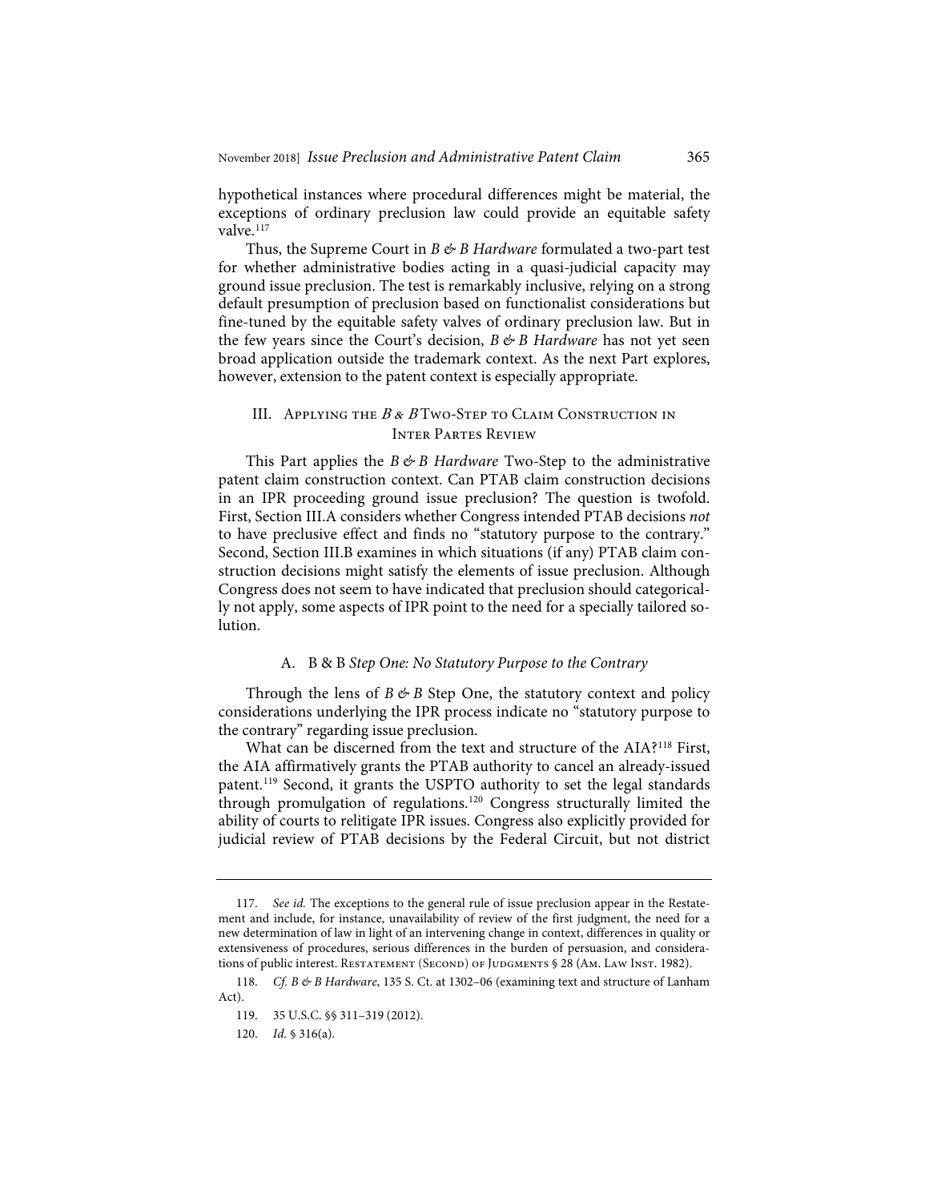hypothetical instances where procedural differences might be material, the exceptions of ordinary preclusion law could provide an equitable safety valve.[117]

Thus, the Supreme Court in *B & B Hardware* formulated a two-part test for whether administrative bodies acting in a quasi-judicial capacity may ground issue preclusion. The test is remarkably inclusive, relying on a strong default presumption of preclusion based on functionalist considerations but fine-tuned by the equitable safety valves of ordinary preclusion law. But in the few years since the Court's decision, *B & B Hardware* has not yet seen broad application outside the trademark context. As the next Part explores, however, extension to the patent context is especially appropriate.

## III. Applying the *B & B* Two-Step to Claim Construction in Inter Partes Review

This Part applies the *B & B Hardware* Two-Step to the administrative patent claim construction context. Can PTAB claim construction decisions in an IPR proceeding ground issue preclusion? The question is twofold. First, Section III.A considers whether Congress intended PTAB decisions *not* to have preclusive effect and finds no "statutory purpose to the contrary." Second, Section III.B examines in which situations (if any) PTAB claim construction decisions might satisfy the elements of issue preclusion. Although Congress does not seem to have indicated that preclusion should categorically not apply, some aspects of IPR point to the need for a specially tailored solution.

### A. B & B *Step One: No Statutory Purpose to the Contrary*

Through the lens of *B & B* Step One, the statutory context and policy considerations underlying the IPR process indicate no "statutory purpose to the contrary" regarding issue preclusion.

What can be discerned from the text and structure of the AIA?[118] First, the AIA affirmatively grants the PTAB authority to cancel an already-issued patent.[119] Second, it grants the USPTO authority to set the legal standards through promulgation of regulations.[120] Congress structurally limited the ability of courts to relitigate IPR issues. Congress also explicitly provided for judicial review of PTAB decisions by the Federal Circuit, but not district

---

117. *See id.* The exceptions to the general rule of issue preclusion appear in the Restatement and include, for instance, unavailability of review of the first judgment, the need for a new determination of law in light of an intervening change in context, differences in quality or extensiveness of procedures, serious differences in the burden of persuasion, and considerations of public interest. Restatement (Second) of Judgments § 28 (Am. Law Inst. 1982).

118. *Cf. B & B Hardware*, 135 S. Ct. at 1302–06 (examining text and structure of Lanham Act).

119. 35 U.S.C. §§ 311–319 (2012).

120. *Id.* § 316(a).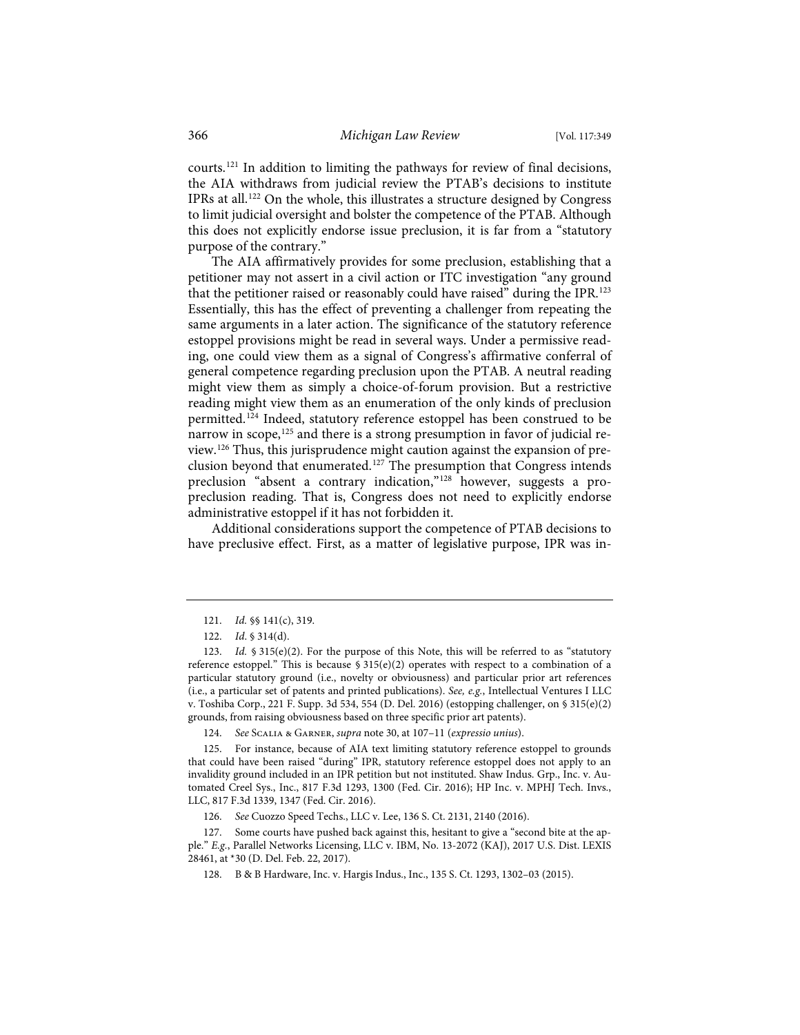courts.[121] In addition to limiting the pathways for review of final decisions, the AIA withdraws from judicial review the PTAB's decisions to institute IPRs at all.[122] On the whole, this illustrates a structure designed by Congress to limit judicial oversight and bolster the competence of the PTAB. Although this does not explicitly endorse issue preclusion, it is far from a "statutory purpose of the contrary."

The AIA affirmatively provides for some preclusion, establishing that a petitioner may not assert in a civil action or ITC investigation "any ground that the petitioner raised or reasonably could have raised" during the IPR.[123] Essentially, this has the effect of preventing a challenger from repeating the same arguments in a later action. The significance of the statutory reference estoppel provisions might be read in several ways. Under a permissive reading, one could view them as a signal of Congress's affirmative conferral of general competence regarding preclusion upon the PTAB. A neutral reading might view them as simply a choice-of-forum provision. But a restrictive reading might view them as an enumeration of the only kinds of preclusion permitted.[124] Indeed, statutory reference estoppel has been construed to be narrow in scope,[125] and there is a strong presumption in favor of judicial review.[126] Thus, this jurisprudence might caution against the expansion of preclusion beyond that enumerated.[127] The presumption that Congress intends preclusion "absent a contrary indication,"[128] however, suggests a pro-preclusion reading. That is, Congress does not need to explicitly endorse administrative estoppel if it has not forbidden it.

Additional considerations support the competence of PTAB decisions to have preclusive effect. First, as a matter of legislative purpose, IPR was in-

---

121. *Id.* §§ 141(c), 319.

122. *Id.* § 314(d).

123. *Id.* § 315(e)(2). For the purpose of this Note, this will be referred to as "statutory reference estoppel." This is because § 315(e)(2) operates with respect to a combination of a particular statutory ground (i.e., novelty or obviousness) and particular prior art references (i.e., a particular set of patents and printed publications). *See, e.g.*, Intellectual Ventures I LLC v. Toshiba Corp., 221 F. Supp. 3d 534, 554 (D. Del. 2016) (estopping challenger, on § 315(e)(2) grounds, from raising obviousness based on three specific prior art patents).

124. *See* Scalia & Garner, *supra* note 30, at 107–11 (*expressio unius*).

125. For instance, because of AIA text limiting statutory reference estoppel to grounds that could have been raised "during" IPR, statutory reference estoppel does not apply to an invalidity ground included in an IPR petition but not instituted. Shaw Indus. Grp., Inc. v. Automated Creel Sys., Inc., 817 F.3d 1293, 1300 (Fed. Cir. 2016); HP Inc. v. MPHJ Tech. Invs., LLC, 817 F.3d 1339, 1347 (Fed. Cir. 2016).

126. *See* Cuozzo Speed Techs., LLC v. Lee, 136 S. Ct. 2131, 2140 (2016).

127. Some courts have pushed back against this, hesitant to give a "second bite at the apple." *E.g.*, Parallel Networks Licensing, LLC v. IBM, No. 13-2072 (KAJ), 2017 U.S. Dist. LEXIS 28461, at *30 (D. Del. Feb. 22, 2017).

128. B & B Hardware, Inc. v. Hargis Indus., Inc., 135 S. Ct. 1293, 1302–03 (2015).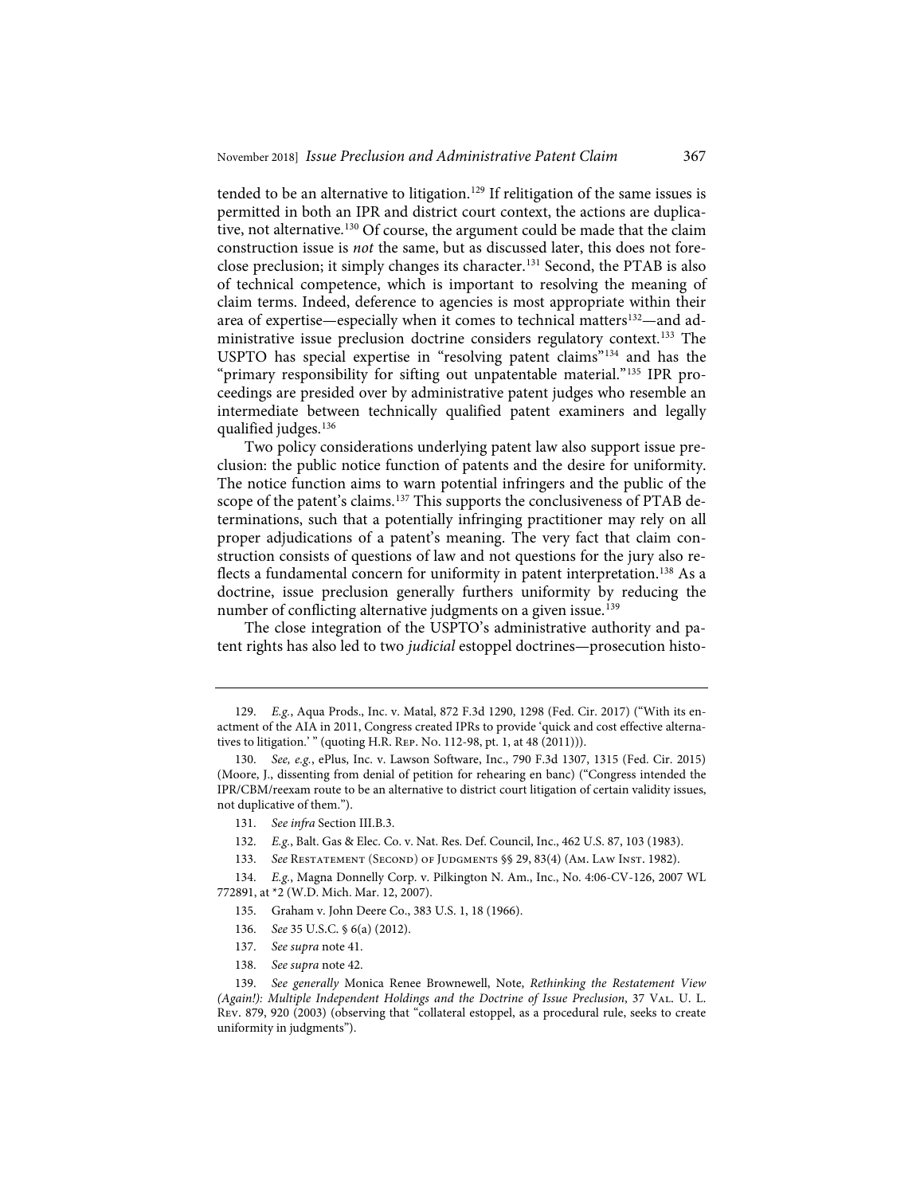tended to be an alternative to litigation.[129] If relitigation of the same issues is permitted in both an IPR and district court context, the actions are duplicative, not alternative.[130] Of course, the argument could be made that the claim construction issue is *not* the same, but as discussed later, this does not foreclose preclusion; it simply changes its character.[131] Second, the PTAB is also of technical competence, which is important to resolving the meaning of claim terms. Indeed, deference to agencies is most appropriate within their area of expertise—especially when it comes to technical matters[132]—and administrative issue preclusion doctrine considers regulatory context.[133] The USPTO has special expertise in "resolving patent claims"[134] and has the "primary responsibility for sifting out unpatentable material."[135] IPR proceedings are presided over by administrative patent judges who resemble an intermediate between technically qualified patent examiners and legally qualified judges.[136]

Two policy considerations underlying patent law also support issue preclusion: the public notice function of patents and the desire for uniformity. The notice function aims to warn potential infringers and the public of the scope of the patent's claims.[137] This supports the conclusiveness of PTAB determinations, such that a potentially infringing practitioner may rely on all proper adjudications of a patent's meaning. The very fact that claim construction consists of questions of law and not questions for the jury also reflects a fundamental concern for uniformity in patent interpretation.[138] As a doctrine, issue preclusion generally furthers uniformity by reducing the number of conflicting alternative judgments on a given issue.[139]

The close integration of the USPTO's administrative authority and patent rights has also led to two *judicial* estoppel doctrines—prosecution histo-

---

129. *E.g.*, Aqua Prods., Inc. v. Matal, 872 F.3d 1290, 1298 (Fed. Cir. 2017) ("With its enactment of the AIA in 2011, Congress created IPRs to provide 'quick and cost effective alternatives to litigation.' " (quoting H.R. Rep. No. 112-98, pt. 1, at 48 (2011))).

130. *See, e.g.*, ePlus, Inc. v. Lawson Software, Inc., 790 F.3d 1307, 1315 (Fed. Cir. 2015) (Moore, J., dissenting from denial of petition for rehearing en banc) ("Congress intended the IPR/CBM/reexam route to be an alternative to district court litigation of certain validity issues, not duplicative of them.").

131. *See infra* Section III.B.3.

132. *E.g.*, Balt. Gas & Elec. Co. v. Nat. Res. Def. Council, Inc., 462 U.S. 87, 103 (1983).

133. *See* Restatement (Second) of Judgments §§ 29, 83(4) (Am. Law Inst. 1982).

134. *E.g.*, Magna Donnelly Corp. v. Pilkington N. Am., Inc., No. 4:06-CV-126, 2007 WL 772891, at *2 (W.D. Mich. Mar. 12, 2007).

135. Graham v. John Deere Co., 383 U.S. 1, 18 (1966).

136. *See* 35 U.S.C. § 6(a) (2012).

137. *See supra* note 41.

138. *See supra* note 42.

139. *See generally* Monica Renee Brownewell, Note, *Rethinking the Restatement View (Again!): Multiple Independent Holdings and the Doctrine of Issue Preclusion*, 37 Val. U. L. Rev. 879, 920 (2003) (observing that "collateral estoppel, as a procedural rule, seeks to create uniformity in judgments").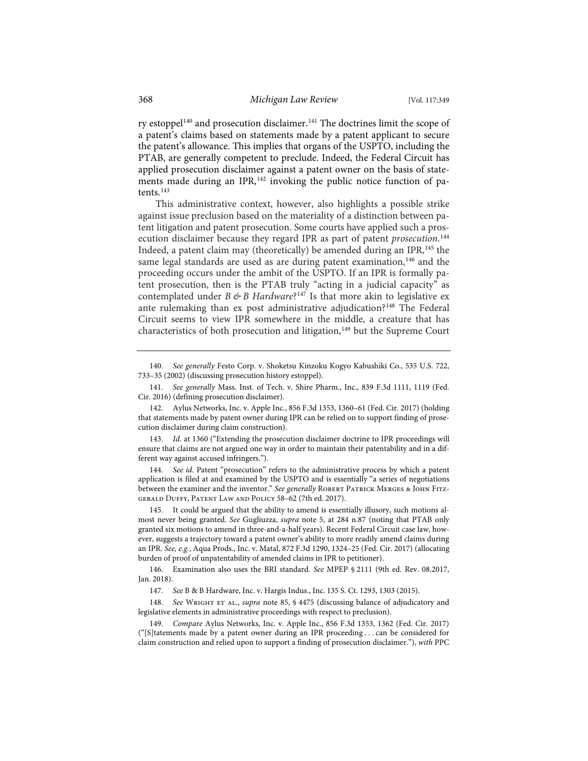ry estoppel[140] and prosecution disclaimer.[141] The doctrines limit the scope of a patent's claims based on statements made by a patent applicant to secure the patent's allowance. This implies that organs of the USPTO, including the PTAB, are generally competent to preclude. Indeed, the Federal Circuit has applied prosecution disclaimer against a patent owner on the basis of statements made during an IPR,[142] invoking the public notice function of patents.[143]

This administrative context, however, also highlights a possible strike against issue preclusion based on the materiality of a distinction between patent litigation and patent prosecution. Some courts have applied such a prosecution disclaimer because they regard IPR as part of patent *prosecution*.[144] Indeed, a patent claim may (theoretically) be amended during an IPR,[145] the same legal standards are used as are during patent examination,[146] and the proceeding occurs under the ambit of the USPTO. If an IPR is formally patent prosecution, then is the PTAB truly "acting in a judicial capacity" as contemplated under *B & B Hardware*?[147] Is that more akin to legislative ex ante rulemaking than ex post administrative adjudication?[148] The Federal Circuit seems to view IPR somewhere in the middle, a creature that has characteristics of both prosecution and litigation,[149] but the Supreme Court

---

140. *See generally* Festo Corp. v. Shoketsu Kinzoku Kogyo Kabushiki Co., 535 U.S. 722, 733–35 (2002) (discussing prosecution history estoppel).

141. *See generally* Mass. Inst. of Tech. v. Shire Pharm., Inc., 839 F.3d 1111, 1119 (Fed. Cir. 2016) (defining prosecution disclaimer).

142. Aylus Networks, Inc. v. Apple Inc., 856 F.3d 1353, 1360–61 (Fed. Cir. 2017) (holding that statements made by patent owner during IPR can be relied on to support finding of prosecution disclaimer during claim construction).

143. *Id.* at 1360 ("Extending the prosecution disclaimer doctrine to IPR proceedings will ensure that claims are not argued one way in order to maintain their patentability and in a different way against accused infringers.").

144. *See id.* Patent "prosecution" refers to the administrative process by which a patent application is filed at and examined by the USPTO and is essentially "a series of negotiations between the examiner and the inventor." *See generally* Robert Patrick Merges & John Fitzgerald Duffy, Patent Law and Policy 58–62 (7th ed. 2017).

145. It could be argued that the ability to amend is essentially illusory, such motions almost never being granted. *See* Gugliuzza, *supra* note 5, at 284 n.87 (noting that PTAB only granted six motions to amend in three-and-a-half years). Recent Federal Circuit case law, however, suggests a trajectory toward a patent owner's ability to more readily amend claims during an IPR. *See, e.g.*, Aqua Prods., Inc. v. Matal, 872 F.3d 1290, 1324–25 (Fed. Cir. 2017) (allocating burden of proof of unpatentability of amended claims in IPR to petitioner).

146. Examination also uses the BRI standard. *See* MPEP § 2111 (9th ed. Rev. 08.2017, Jan. 2018).

147. *See* B & B Hardware, Inc. v. Hargis Indus., Inc. 135 S. Ct. 1293, 1303 (2015).

148. *See* Wright et al., *supra* note 85, § 4475 (discussing balance of adjudicatory and legislative elements in administrative proceedings with respect to preclusion).

149. *Compare* Aylus Networks, Inc. v. Apple Inc., 856 F.3d 1353, 1362 (Fed. Cir. 2017) ("[S]tatements made by a patent owner during an IPR proceeding . . . can be considered for claim construction and relied upon to support a finding of prosecution disclaimer."), *with* PPC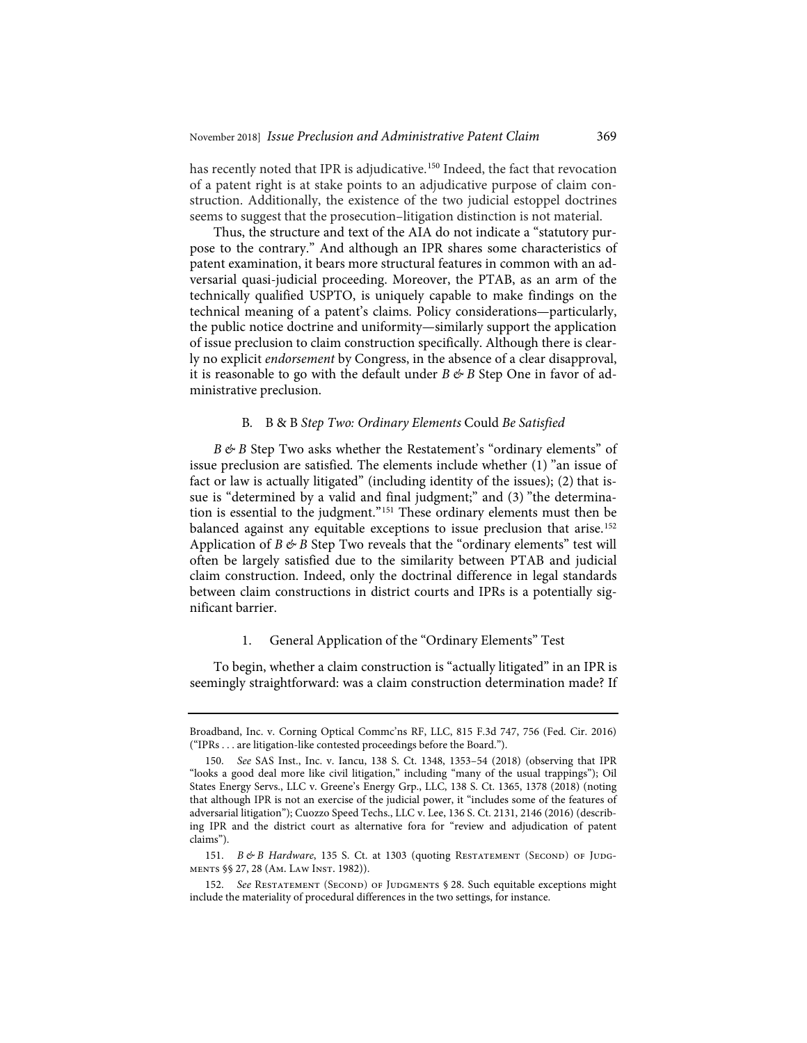has recently noted that IPR is adjudicative.[150] Indeed, the fact that revocation of a patent right is at stake points to an adjudicative purpose of claim construction. Additionally, the existence of the two judicial estoppel doctrines seems to suggest that the prosecution–litigation distinction is not material.

Thus, the structure and text of the AIA do not indicate a "statutory purpose to the contrary." And although an IPR shares some characteristics of patent examination, it bears more structural features in common with an adversarial quasi-judicial proceeding. Moreover, the PTAB, as an arm of the technically qualified USPTO, is uniquely capable to make findings on the technical meaning of a patent's claims. Policy considerations—particularly, the public notice doctrine and uniformity—similarly support the application of issue preclusion to claim construction specifically. Although there is clearly no explicit *endorsement* by Congress, in the absence of a clear disapproval, it is reasonable to go with the default under *B & B* Step One in favor of administrative preclusion.

### B. B & B *Step Two: Ordinary Elements* Could *Be Satisfied*

*B & B* Step Two asks whether the Restatement's "ordinary elements" of issue preclusion are satisfied. The elements include whether (1) "an issue of fact or law is actually litigated" (including identity of the issues); (2) that issue is "determined by a valid and final judgment;" and (3) "the determination is essential to the judgment."[151] These ordinary elements must then be balanced against any equitable exceptions to issue preclusion that arise.[152] Application of *B & B* Step Two reveals that the "ordinary elements" test will often be largely satisfied due to the similarity between PTAB and judicial claim construction. Indeed, only the doctrinal difference in legal standards between claim constructions in district courts and IPRs is a potentially significant barrier.

#### 1. General Application of the "Ordinary Elements" Test

To begin, whether a claim construction is "actually litigated" in an IPR is seemingly straightforward: was a claim construction determination made? If

---

Broadband, Inc. v. Corning Optical Commc'ns RF, LLC, 815 F.3d 747, 756 (Fed. Cir. 2016) ("IPRs . . . are litigation-like contested proceedings before the Board.").

150. *See* SAS Inst., Inc. v. Iancu, 138 S. Ct. 1348, 1353–54 (2018) (observing that IPR "looks a good deal more like civil litigation," including "many of the usual trappings"); Oil States Energy Servs., LLC v. Greene's Energy Grp., LLC, 138 S. Ct. 1365, 1378 (2018) (noting that although IPR is not an exercise of the judicial power, it "includes some of the features of adversarial litigation"); Cuozzo Speed Techs., LLC v. Lee, 136 S. Ct. 2131, 2146 (2016) (describing IPR and the district court as alternative fora for "review and adjudication of patent claims").

151. *B & B Hardware*, 135 S. Ct. at 1303 (quoting Restatement (Second) of Judgments §§ 27, 28 (Am. Law Inst. 1982)).

152. *See* Restatement (Second) of Judgments § 28. Such equitable exceptions might include the materiality of procedural differences in the two settings, for instance.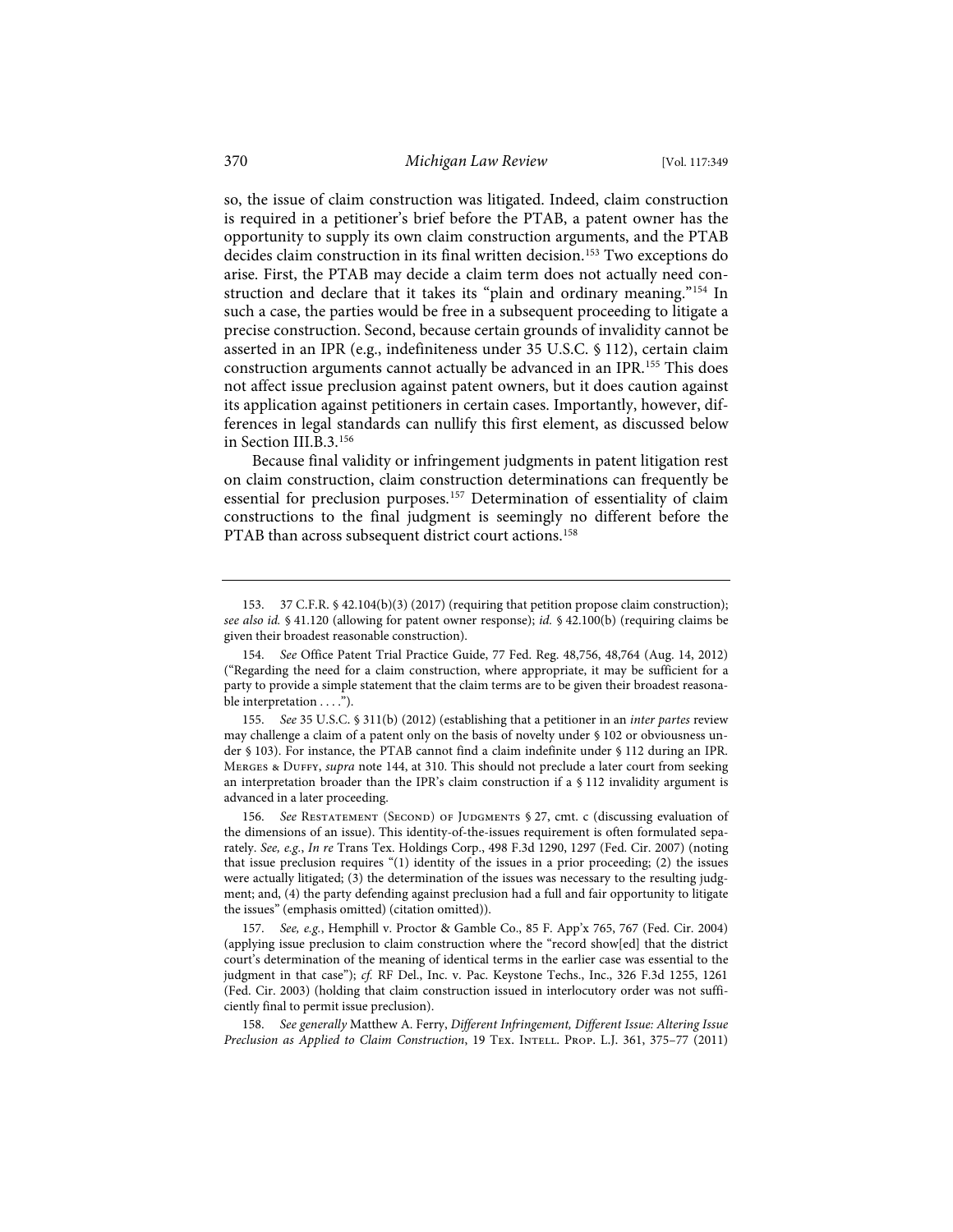so, the issue of claim construction was litigated. Indeed, claim construction is required in a petitioner's brief before the PTAB, a patent owner has the opportunity to supply its own claim construction arguments, and the PTAB decides claim construction in its final written decision.[153] Two exceptions do arise. First, the PTAB may decide a claim term does not actually need construction and declare that it takes its "plain and ordinary meaning."[154] In such a case, the parties would be free in a subsequent proceeding to litigate a precise construction. Second, because certain grounds of invalidity cannot be asserted in an IPR (e.g., indefiniteness under 35 U.S.C. § 112), certain claim construction arguments cannot actually be advanced in an IPR.[155] This does not affect issue preclusion against patent owners, but it does caution against its application against petitioners in certain cases. Importantly, however, differences in legal standards can nullify this first element, as discussed below in Section III.B.3.[156]

Because final validity or infringement judgments in patent litigation rest on claim construction, claim construction determinations can frequently be essential for preclusion purposes.[157] Determination of essentiality of claim constructions to the final judgment is seemingly no different before the PTAB than across subsequent district court actions.[158]

---

153. 37 C.F.R. § 42.104(b)(3) (2017) (requiring that petition propose claim construction); *see also id.* § 41.120 (allowing for patent owner response); *id.* § 42.100(b) (requiring claims be given their broadest reasonable construction).

154. *See* Office Patent Trial Practice Guide, 77 Fed. Reg. 48,756, 48,764 (Aug. 14, 2012) ("Regarding the need for a claim construction, where appropriate, it may be sufficient for a party to provide a simple statement that the claim terms are to be given their broadest reasonable interpretation . . . .").

155. *See* 35 U.S.C. § 311(b) (2012) (establishing that a petitioner in an *inter partes* review may challenge a claim of a patent only on the basis of novelty under § 102 or obviousness under § 103). For instance, the PTAB cannot find a claim indefinite under § 112 during an IPR. Merges & Duffy, *supra* note 144, at 310. This should not preclude a later court from seeking an interpretation broader than the IPR's claim construction if a § 112 invalidity argument is advanced in a later proceeding.

156. *See* Restatement (Second) of Judgments § 27, cmt. c (discussing evaluation of the dimensions of an issue). This identity-of-the-issues requirement is often formulated separately. *See, e.g.*, *In re* Trans Tex. Holdings Corp., 498 F.3d 1290, 1297 (Fed. Cir. 2007) (noting that issue preclusion requires "(1) identity of the issues in a prior proceeding; (2) the issues were actually litigated; (3) the determination of the issues was necessary to the resulting judgment; and, (4) the party defending against preclusion had a full and fair opportunity to litigate the issues" (emphasis omitted) (citation omitted)).

157. *See, e.g.*, Hemphill v. Proctor & Gamble Co., 85 F. App'x 765, 767 (Fed. Cir. 2004) (applying issue preclusion to claim construction where the "record show[ed] that the district court's determination of the meaning of identical terms in the earlier case was essential to the judgment in that case"); *cf.* RF Del., Inc. v. Pac. Keystone Techs., Inc., 326 F.3d 1255, 1261 (Fed. Cir. 2003) (holding that claim construction issued in interlocutory order was not sufficiently final to permit issue preclusion).

158. *See generally* Matthew A. Ferry, *Different Infringement, Different Issue: Altering Issue Preclusion as Applied to Claim Construction*, 19 Tex. Intell. Prop. L.J. 361, 375–77 (2011)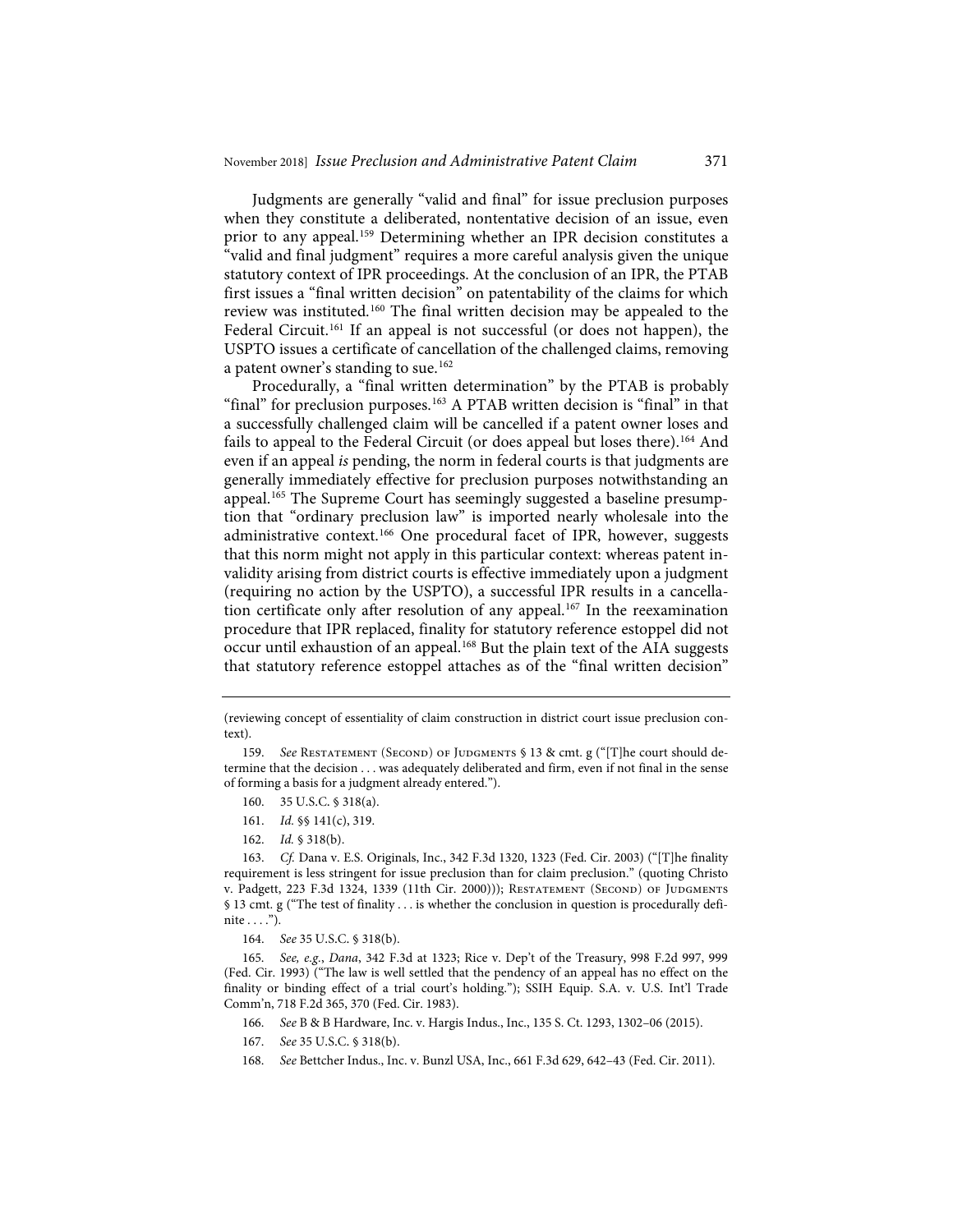Judgments are generally "valid and final" for issue preclusion purposes when they constitute a deliberated, nontentative decision of an issue, even prior to any appeal.[159] Determining whether an IPR decision constitutes a "valid and final judgment" requires a more careful analysis given the unique statutory context of IPR proceedings. At the conclusion of an IPR, the PTAB first issues a "final written decision" on patentability of the claims for which review was instituted.[160] The final written decision may be appealed to the Federal Circuit.[161] If an appeal is not successful (or does not happen), the USPTO issues a certificate of cancellation of the challenged claims, removing a patent owner's standing to sue.[162]

Procedurally, a "final written determination" by the PTAB is probably "final" for preclusion purposes.[163] A PTAB written decision is "final" in that a successfully challenged claim will be cancelled if a patent owner loses and fails to appeal to the Federal Circuit (or does appeal but loses there).[164] And even if an appeal *is* pending, the norm in federal courts is that judgments are generally immediately effective for preclusion purposes notwithstanding an appeal.[165] The Supreme Court has seemingly suggested a baseline presumption that "ordinary preclusion law" is imported nearly wholesale into the administrative context.[166] One procedural facet of IPR, however, suggests that this norm might not apply in this particular context: whereas patent invalidity arising from district courts is effective immediately upon a judgment (requiring no action by the USPTO), a successful IPR results in a cancellation certificate only after resolution of any appeal.[167] In the reexamination procedure that IPR replaced, finality for statutory reference estoppel did not occur until exhaustion of an appeal.[168] But the plain text of the AIA suggests that statutory reference estoppel attaches as of the "final written decision"

---

(reviewing concept of essentiality of claim construction in district court issue preclusion context).

159. *See* Restatement (Second) of Judgments § 13 & cmt. g ("[T]he court should determine that the decision . . . was adequately deliberated and firm, even if not final in the sense of forming a basis for a judgment already entered.").

160. 35 U.S.C. § 318(a).

161. *Id.* §§ 141(c), 319.

162. *Id.* § 318(b).

163. *Cf.* Dana v. E.S. Originals, Inc., 342 F.3d 1320, 1323 (Fed. Cir. 2003) ("[T]he finality requirement is less stringent for issue preclusion than for claim preclusion." (quoting Christo v. Padgett, 223 F.3d 1324, 1339 (11th Cir. 2000))); Restatement (Second) of Judgments § 13 cmt. g ("The test of finality . . . is whether the conclusion in question is procedurally definite . . . .").

164. *See* 35 U.S.C. § 318(b).

165. *See, e.g.*, *Dana*, 342 F.3d at 1323; Rice v. Dep't of the Treasury, 998 F.2d 997, 999 (Fed. Cir. 1993) ("The law is well settled that the pendency of an appeal has no effect on the finality or binding effect of a trial court's holding."); SSIH Equip. S.A. v. U.S. Int'l Trade Comm'n, 718 F.2d 365, 370 (Fed. Cir. 1983).

166. *See* B & B Hardware, Inc. v. Hargis Indus., Inc., 135 S. Ct. 1293, 1302–06 (2015).

167. *See* 35 U.S.C. § 318(b).

168. *See* Bettcher Indus., Inc. v. Bunzl USA, Inc., 661 F.3d 629, 642–43 (Fed. Cir. 2011).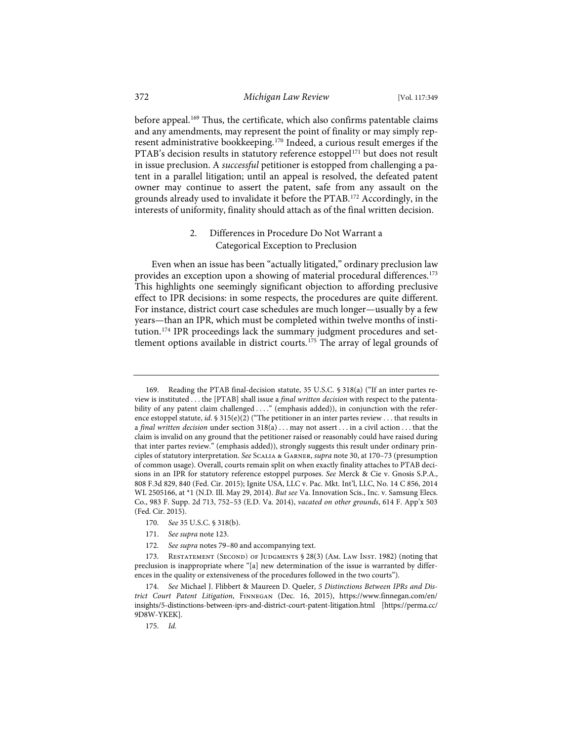before appeal.[169] Thus, the certificate, which also confirms patentable claims and any amendments, may represent the point of finality or may simply represent administrative bookkeeping.[170] Indeed, a curious result emerges if the PTAB's decision results in statutory reference estoppel[171] but does not result in issue preclusion. A *successful* petitioner is estopped from challenging a patent in a parallel litigation; until an appeal is resolved, the defeated patent owner may continue to assert the patent, safe from any assault on the grounds already used to invalidate it before the PTAB.[172] Accordingly, in the interests of uniformity, finality should attach as of the final written decision.

### 2. Differences in Procedure Do Not Warrant a Categorical Exception to Preclusion

Even when an issue has been "actually litigated," ordinary preclusion law provides an exception upon a showing of material procedural differences.[173] This highlights one seemingly significant objection to affording preclusive effect to IPR decisions: in some respects, the procedures are quite different. For instance, district court case schedules are much longer—usually by a few years—than an IPR, which must be completed within twelve months of institution.[174] IPR proceedings lack the summary judgment procedures and settlement options available in district courts.[175] The array of legal grounds of

---

169. Reading the PTAB final-decision statute, 35 U.S.C. § 318(a) ("If an inter partes review is instituted . . . the [PTAB] shall issue a *final written decision* with respect to the patentability of any patent claim challenged . . . ." (emphasis added)), in conjunction with the reference estoppel statute, *id.* § 315(e)(2) ("The petitioner in an inter partes review . . . that results in a *final written decision* under section 318(a) . . . may not assert . . . in a civil action . . . that the claim is invalid on any ground that the petitioner raised or reasonably could have raised during that inter partes review." (emphasis added)), strongly suggests this result under ordinary principles of statutory interpretation. *See* Scalia & Garner, *supra* note 30, at 170–73 (presumption of common usage). Overall, courts remain split on when exactly finality attaches to PTAB decisions in an IPR for statutory reference estoppel purposes. *See* Merck & Cie v. Gnosis S.P.A., 808 F.3d 829, 840 (Fed. Cir. 2015); Ignite USA, LLC v. Pac. Mkt. Int'l, LLC, No. 14 C 856, 2014 WL 2505166, at *1 (N.D. Ill. May 29, 2014). *But see* Va. Innovation Scis., Inc. v. Samsung Elecs. Co., 983 F. Supp. 2d 713, 752–53 (E.D. Va. 2014), *vacated on other grounds*, 614 F. App'x 503 (Fed. Cir. 2015).

170. *See* 35 U.S.C. § 318(b).

171. *See supra* note 123.

172. *See supra* notes 79–80 and accompanying text.

173. Restatement (Second) of Judgments § 28(3) (Am. Law Inst. 1982) (noting that preclusion is inappropriate where "[a] new determination of the issue is warranted by differences in the quality or extensiveness of the procedures followed in the two courts").

174. *See* Michael J. Flibbert & Maureen D. Queler, *5 Distinctions Between IPRs and District Court Patent Litigation*, Finnegan (Dec. 16, 2015), https://www.finnegan.com/en/insights/5-distinctions-between-iprs-and-district-court-patent-litigation.html [https://perma.cc/9D8W-YKEK].

175. *Id.*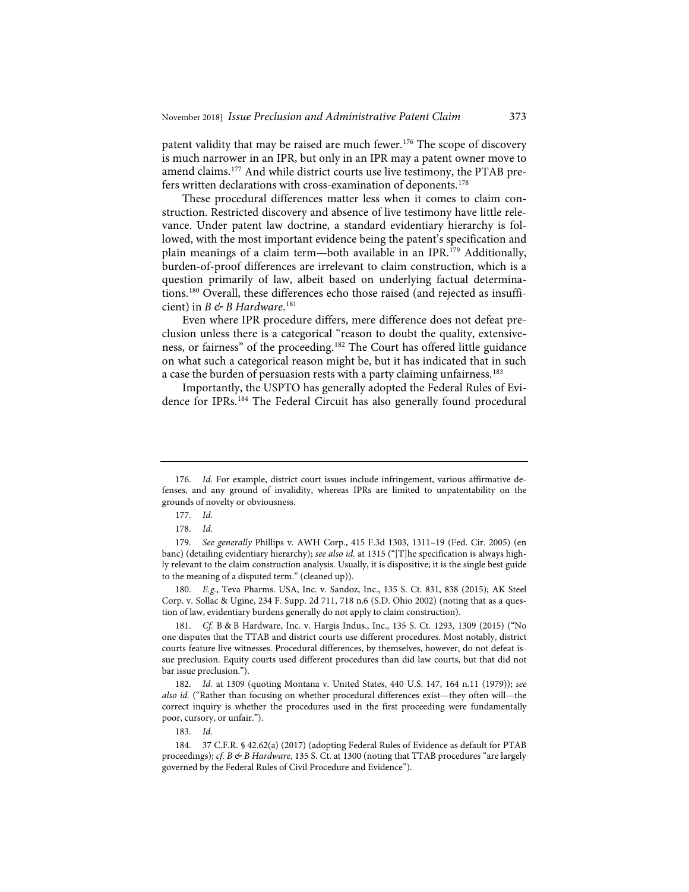patent validity that may be raised are much fewer.[176] The scope of discovery is much narrower in an IPR, but only in an IPR may a patent owner move to amend claims.[177] And while district courts use live testimony, the PTAB prefers written declarations with cross-examination of deponents.[178]

These procedural differences matter less when it comes to claim construction. Restricted discovery and absence of live testimony have little relevance. Under patent law doctrine, a standard evidentiary hierarchy is followed, with the most important evidence being the patent's specification and plain meanings of a claim term—both available in an IPR.[179] Additionally, burden-of-proof differences are irrelevant to claim construction, which is a question primarily of law, albeit based on underlying factual determinations.[180] Overall, these differences echo those raised (and rejected as insufficient) in *B & B Hardware*.[181]

Even where IPR procedure differs, mere difference does not defeat preclusion unless there is a categorical "reason to doubt the quality, extensiveness, or fairness" of the proceeding.[182] The Court has offered little guidance on what such a categorical reason might be, but it has indicated that in such a case the burden of persuasion rests with a party claiming unfairness.[183]

Importantly, the USPTO has generally adopted the Federal Rules of Evidence for IPRs.[184] The Federal Circuit has also generally found procedural

---

176. *Id.* For example, district court issues include infringement, various affirmative defenses, and any ground of invalidity, whereas IPRs are limited to unpatentability on the grounds of novelty or obviousness.

177. *Id.*

178. *Id.*

179. *See generally* Phillips v. AWH Corp., 415 F.3d 1303, 1311–19 (Fed. Cir. 2005) (en banc) (detailing evidentiary hierarchy); *see also id.* at 1315 ("[T]he specification is always highly relevant to the claim construction analysis. Usually, it is dispositive; it is the single best guide to the meaning of a disputed term." (cleaned up)).

180. *E.g.*, Teva Pharms. USA, Inc. v. Sandoz, Inc., 135 S. Ct. 831, 838 (2015); AK Steel Corp. v. Sollac & Ugine, 234 F. Supp. 2d 711, 718 n.6 (S.D. Ohio 2002) (noting that as a question of law, evidentiary burdens generally do not apply to claim construction).

181. *Cf.* B & B Hardware, Inc. v. Hargis Indus., Inc., 135 S. Ct. 1293, 1309 (2015) ("No one disputes that the TTAB and district courts use different procedures. Most notably, district courts feature live witnesses. Procedural differences, by themselves, however, do not defeat issue preclusion. Equity courts used different procedures than did law courts, but that did not bar issue preclusion.").

182. *Id.* at 1309 (quoting Montana v. United States, 440 U.S. 147, 164 n.11 (1979)); *see also id.* ("Rather than focusing on whether procedural differences exist—they often will—the correct inquiry is whether the procedures used in the first proceeding were fundamentally poor, cursory, or unfair.").

183. *Id.*

184. 37 C.F.R. § 42.62(a) (2017) (adopting Federal Rules of Evidence as default for PTAB proceedings); *cf. B & B Hardware*, 135 S. Ct. at 1300 (noting that TTAB procedures "are largely governed by the Federal Rules of Civil Procedure and Evidence").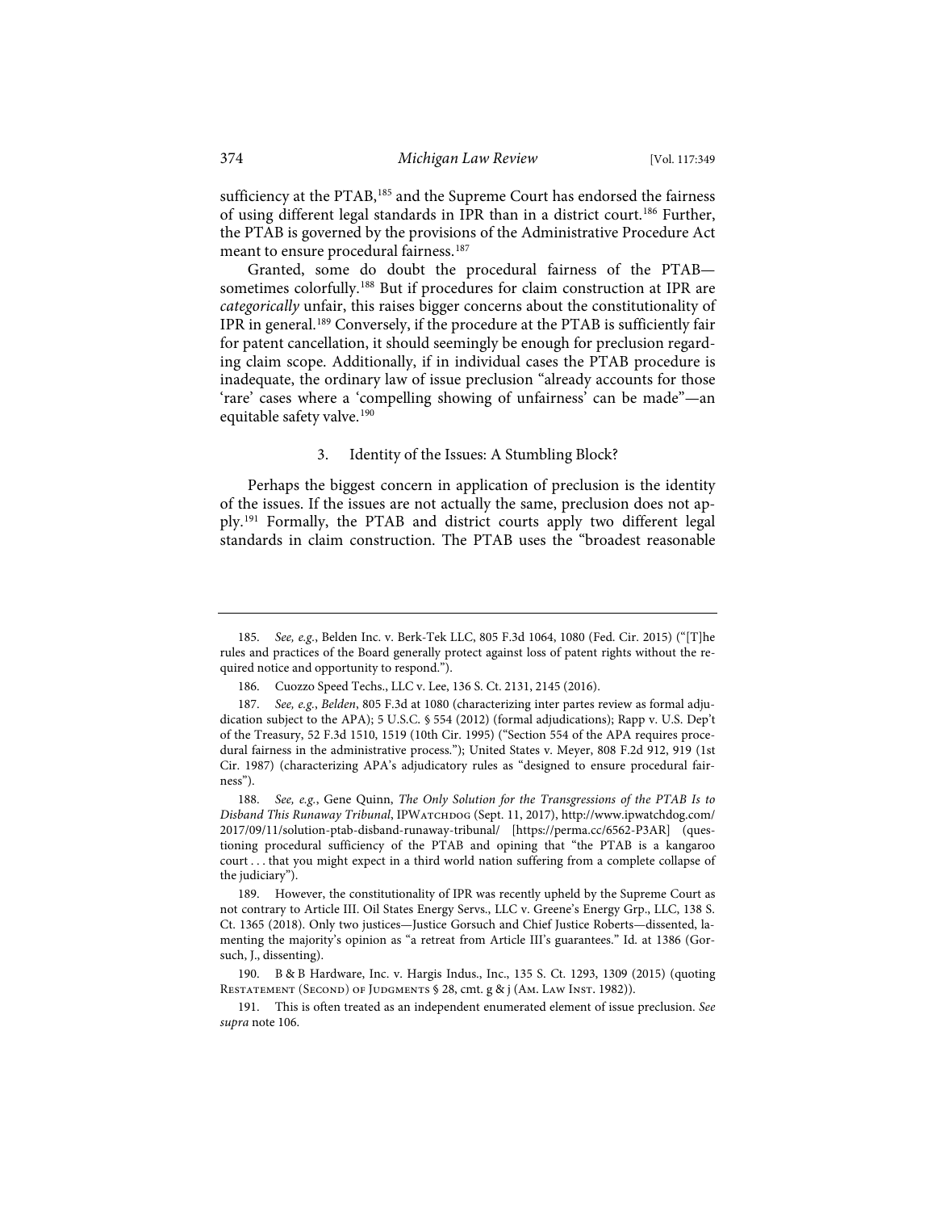sufficiency at the PTAB,[185] and the Supreme Court has endorsed the fairness of using different legal standards in IPR than in a district court.[186] Further, the PTAB is governed by the provisions of the Administrative Procedure Act meant to ensure procedural fairness.[187]

Granted, some do doubt the procedural fairness of the PTAB—sometimes colorfully.[188] But if procedures for claim construction at IPR are *categorically* unfair, this raises bigger concerns about the constitutionality of IPR in general.[189] Conversely, if the procedure at the PTAB is sufficiently fair for patent cancellation, it should seemingly be enough for preclusion regarding claim scope. Additionally, if in individual cases the PTAB procedure is inadequate, the ordinary law of issue preclusion "already accounts for those 'rare' cases where a 'compelling showing of unfairness' can be made"—an equitable safety valve.[190]

### 3. Identity of the Issues: A Stumbling Block?

Perhaps the biggest concern in application of preclusion is the identity of the issues. If the issues are not actually the same, preclusion does not apply.[191] Formally, the PTAB and district courts apply two different legal standards in claim construction. The PTAB uses the "broadest reasonable

---

185. *See, e.g.*, Belden Inc. v. Berk-Tek LLC, 805 F.3d 1064, 1080 (Fed. Cir. 2015) ("[T]he rules and practices of the Board generally protect against loss of patent rights without the required notice and opportunity to respond.").

186. Cuozzo Speed Techs., LLC v. Lee, 136 S. Ct. 2131, 2145 (2016).

187. *See, e.g.*, *Belden*, 805 F.3d at 1080 (characterizing inter partes review as formal adjudication subject to the APA); 5 U.S.C. § 554 (2012) (formal adjudications); Rapp v. U.S. Dep't of the Treasury, 52 F.3d 1510, 1519 (10th Cir. 1995) ("Section 554 of the APA requires procedural fairness in the administrative process."); United States v. Meyer, 808 F.2d 912, 919 (1st Cir. 1987) (characterizing APA's adjudicatory rules as "designed to ensure procedural fairness").

188. *See, e.g.*, Gene Quinn, *The Only Solution for the Transgressions of the PTAB Is to Disband This Runaway Tribunal*, IPWATCHDOG (Sept. 11, 2017), http://www.ipwatchdog.com/2017/09/11/solution-ptab-disband-runaway-tribunal/ [https://perma.cc/6562-P3AR] (questioning procedural sufficiency of the PTAB and opining that "the PTAB is a kangaroo court . . . that you might expect in a third world nation suffering from a complete collapse of the judiciary").

189. However, the constitutionality of IPR was recently upheld by the Supreme Court as not contrary to Article III. Oil States Energy Servs., LLC v. Greene's Energy Grp., LLC, 138 S. Ct. 1365 (2018). Only two justices—Justice Gorsuch and Chief Justice Roberts—dissented, lamenting the majority's opinion as "a retreat from Article III's guarantees." Id. at 1386 (Gorsuch, J., dissenting).

190. B & B Hardware, Inc. v. Hargis Indus., Inc., 135 S. Ct. 1293, 1309 (2015) (quoting RESTATEMENT (SECOND) OF JUDGMENTS § 28, cmt. g & j (AM. LAW INST. 1982)).

191. This is often treated as an independent enumerated element of issue preclusion. *See supra* note 106.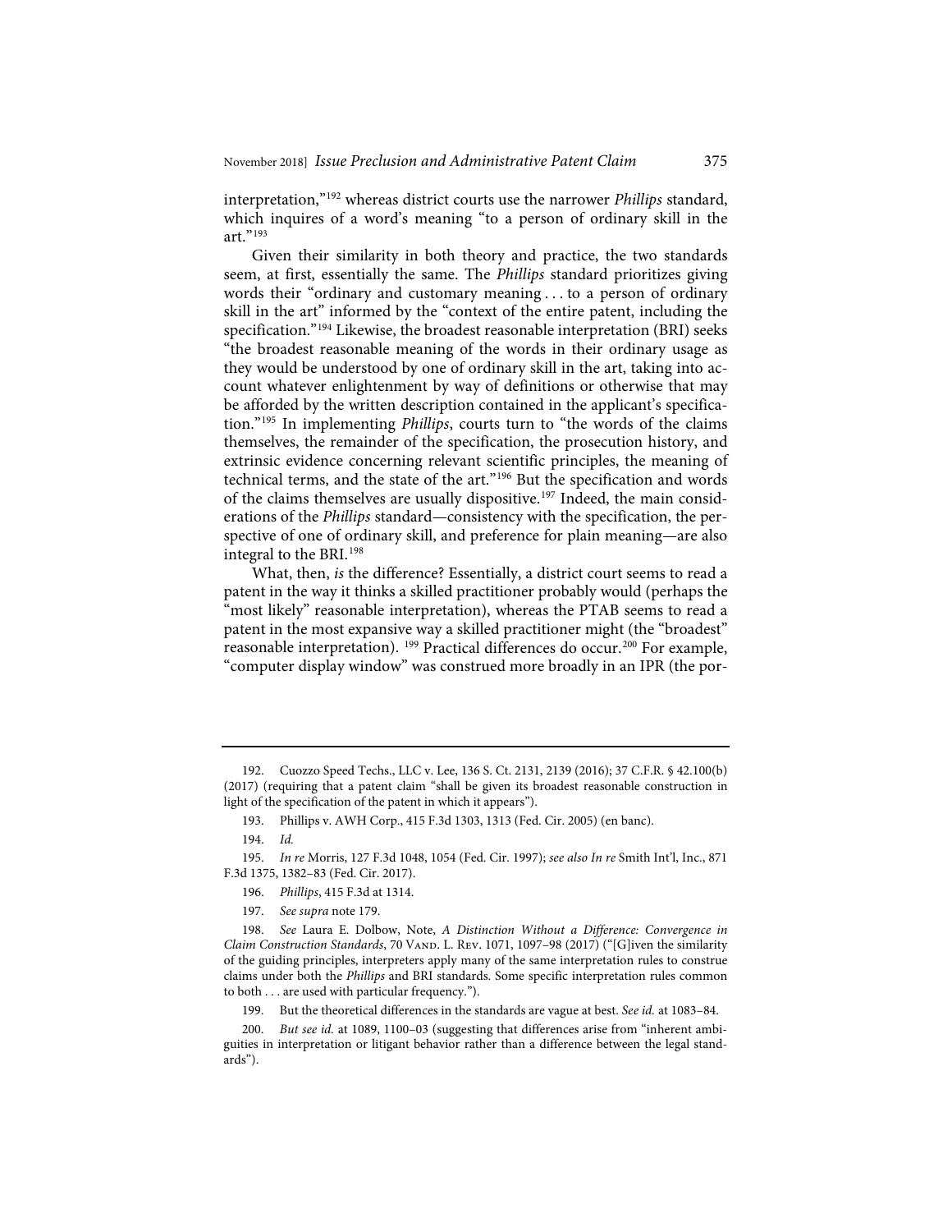interpretation,"[192] whereas district courts use the narrower *Phillips* standard, which inquires of a word's meaning "to a person of ordinary skill in the art."[193]

Given their similarity in both theory and practice, the two standards seem, at first, essentially the same. The *Phillips* standard prioritizes giving words their "ordinary and customary meaning . . . to a person of ordinary skill in the art" informed by the "context of the entire patent, including the specification."[194] Likewise, the broadest reasonable interpretation (BRI) seeks "the broadest reasonable meaning of the words in their ordinary usage as they would be understood by one of ordinary skill in the art, taking into account whatever enlightenment by way of definitions or otherwise that may be afforded by the written description contained in the applicant's specification."[195] In implementing *Phillips*, courts turn to "the words of the claims themselves, the remainder of the specification, the prosecution history, and extrinsic evidence concerning relevant scientific principles, the meaning of technical terms, and the state of the art."[196] But the specification and words of the claims themselves are usually dispositive.[197] Indeed, the main considerations of the *Phillips* standard—consistency with the specification, the perspective of one of ordinary skill, and preference for plain meaning—are also integral to the BRI.[198]

What, then, *is* the difference? Essentially, a district court seems to read a patent in the way it thinks a skilled practitioner probably would (perhaps the "most likely" reasonable interpretation), whereas the PTAB seems to read a patent in the most expansive way a skilled practitioner might (the "broadest" reasonable interpretation). [199] Practical differences do occur.[200] For example, "computer display window" was construed more broadly in an IPR (the por-

---

192. Cuozzo Speed Techs., LLC v. Lee, 136 S. Ct. 2131, 2139 (2016); 37 C.F.R. § 42.100(b) (2017) (requiring that a patent claim "shall be given its broadest reasonable construction in light of the specification of the patent in which it appears").

193. Phillips v. AWH Corp., 415 F.3d 1303, 1313 (Fed. Cir. 2005) (en banc).

194. *Id.*

195. *In re* Morris, 127 F.3d 1048, 1054 (Fed. Cir. 1997); *see also In re* Smith Int'l, Inc., 871 F.3d 1375, 1382–83 (Fed. Cir. 2017).

196. *Phillips*, 415 F.3d at 1314.

197. *See supra* note 179.

198. *See* Laura E. Dolbow, Note, *A Distinction Without a Difference: Convergence in Claim Construction Standards*, 70 VAND. L. REV. 1071, 1097–98 (2017) ("[G]iven the similarity of the guiding principles, interpreters apply many of the same interpretation rules to construe claims under both the *Phillips* and BRI standards. Some specific interpretation rules common to both . . . are used with particular frequency.").

199. But the theoretical differences in the standards are vague at best. *See id.* at 1083–84.

200. *But see id.* at 1089, 1100–03 (suggesting that differences arise from "inherent ambiguities in interpretation or litigant behavior rather than a difference between the legal standards").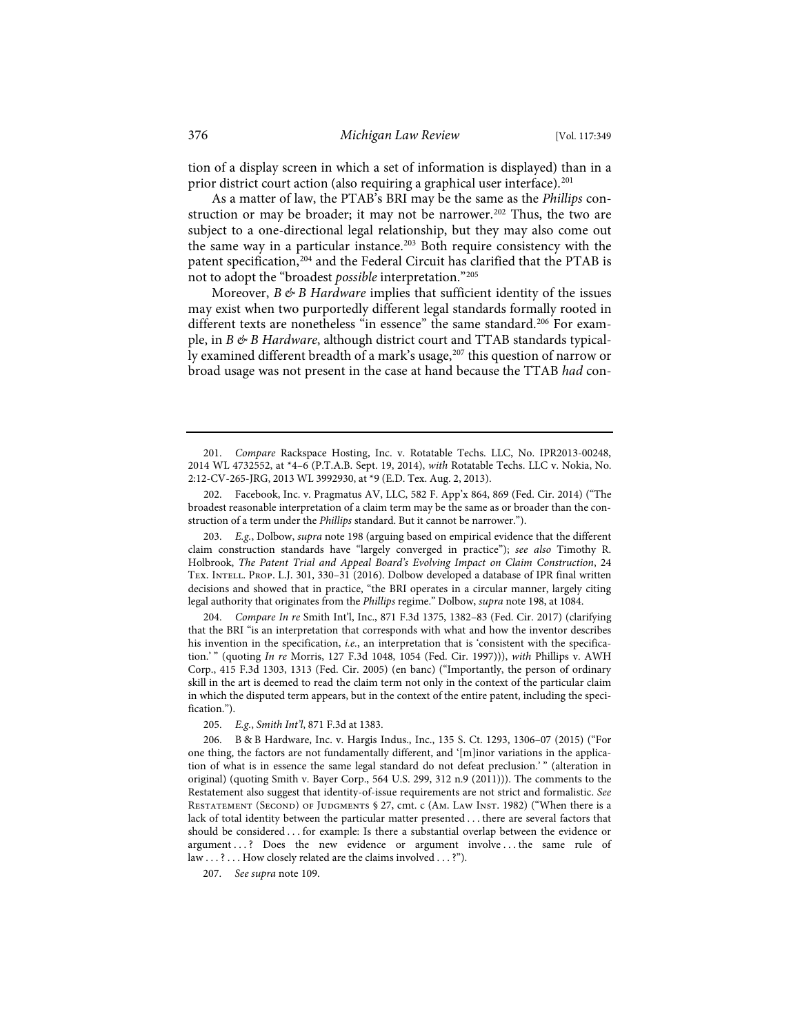tion of a display screen in which a set of information is displayed) than in a prior district court action (also requiring a graphical user interface).[201]

As a matter of law, the PTAB's BRI may be the same as the *Phillips* construction or may be broader; it may not be narrower.[202] Thus, the two are subject to a one-directional legal relationship, but they may also come out the same way in a particular instance.[203] Both require consistency with the patent specification,[204] and the Federal Circuit has clarified that the PTAB is not to adopt the "broadest *possible* interpretation."[205]

Moreover, *B & B Hardware* implies that sufficient identity of the issues may exist when two purportedly different legal standards formally rooted in different texts are nonetheless "in essence" the same standard.[206] For example, in *B & B Hardware*, although district court and TTAB standards typically examined different breadth of a mark's usage,[207] this question of narrow or broad usage was not present in the case at hand because the TTAB *had* con-

---

201. *Compare* Rackspace Hosting, Inc. v. Rotatable Techs. LLC, No. IPR2013-00248, 2014 WL 4732552, at *4–6 (P.T.A.B. Sept. 19, 2014), *with* Rotatable Techs. LLC v. Nokia, No. 2:12-CV-265-JRG, 2013 WL 3992930, at *9 (E.D. Tex. Aug. 2, 2013).

202. Facebook, Inc. v. Pragmatus AV, LLC, 582 F. App'x 864, 869 (Fed. Cir. 2014) ("The broadest reasonable interpretation of a claim term may be the same as or broader than the construction of a term under the *Phillips* standard. But it cannot be narrower.").

203. *E.g.*, Dolbow, *supra* note 198 (arguing based on empirical evidence that the different claim construction standards have "largely converged in practice"); *see also* Timothy R. Holbrook, *The Patent Trial and Appeal Board's Evolving Impact on Claim Construction*, 24 Tex. Intell. Prop. L.J. 301, 330–31 (2016). Dolbow developed a database of IPR final written decisions and showed that in practice, "the BRI operates in a circular manner, largely citing legal authority that originates from the *Phillips* regime." Dolbow, *supra* note 198, at 1084.

204. *Compare In re* Smith Int'l, Inc., 871 F.3d 1375, 1382–83 (Fed. Cir. 2017) (clarifying that the BRI "is an interpretation that corresponds with what and how the inventor describes his invention in the specification, *i.e.*, an interpretation that is 'consistent with the specification.' " (quoting *In re* Morris, 127 F.3d 1048, 1054 (Fed. Cir. 1997))), *with* Phillips v. AWH Corp., 415 F.3d 1303, 1313 (Fed. Cir. 2005) (en banc) ("Importantly, the person of ordinary skill in the art is deemed to read the claim term not only in the context of the particular claim in which the disputed term appears, but in the context of the entire patent, including the specification.").

205. *E.g.*, *Smith Int'l*, 871 F.3d at 1383.

206. B & B Hardware, Inc. v. Hargis Indus., Inc., 135 S. Ct. 1293, 1306–07 (2015) ("For one thing, the factors are not fundamentally different, and '[m]inor variations in the application of what is in essence the same legal standard do not defeat preclusion.' " (alteration in original) (quoting Smith v. Bayer Corp., 564 U.S. 299, 312 n.9 (2011))). The comments to the Restatement also suggest that identity-of-issue requirements are not strict and formalistic. *See* Restatement (Second) of Judgments § 27, cmt. c (Am. Law Inst. 1982) ("When there is a lack of total identity between the particular matter presented . . . there are several factors that should be considered . . . for example: Is there a substantial overlap between the evidence or argument . . . ? Does the new evidence or argument involve . . . the same rule of law . . . ? . . . How closely related are the claims involved . . . ?").

207. *See supra* note 109.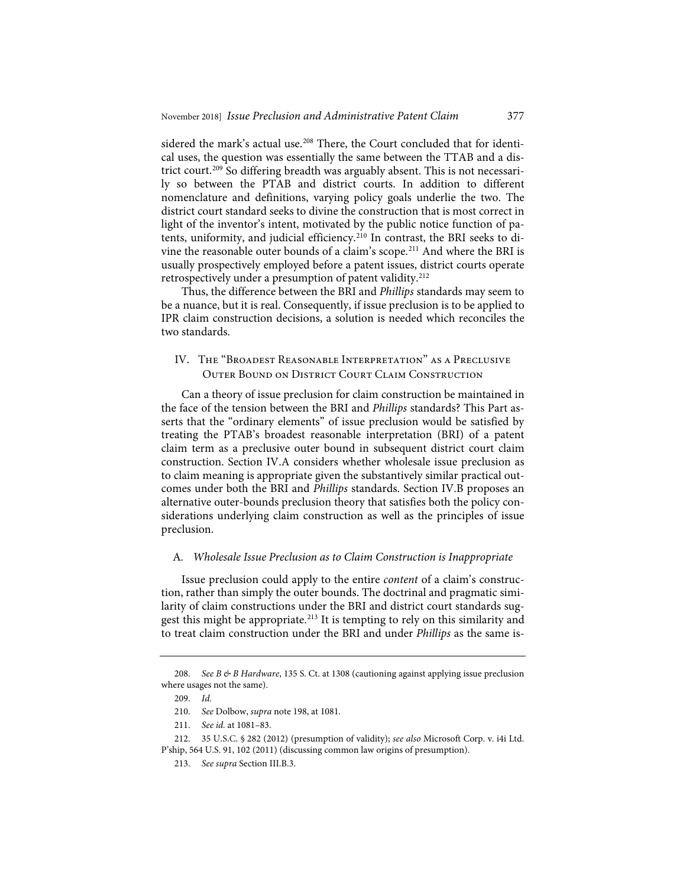sidered the mark's actual use.[208] There, the Court concluded that for identical uses, the question was essentially the same between the TTAB and a district court.[209] So differing breadth was arguably absent. This is not necessarily so between the PTAB and district courts. In addition to different nomenclature and definitions, varying policy goals underlie the two. The district court standard seeks to divine the construction that is most correct in light of the inventor's intent, motivated by the public notice function of patents, uniformity, and judicial efficiency.[210] In contrast, the BRI seeks to divine the reasonable outer bounds of a claim's scope.[211] And where the BRI is usually prospectively employed before a patent issues, district courts operate retrospectively under a presumption of patent validity.[212]

Thus, the difference between the BRI and *Phillips* standards may seem to be a nuance, but it is real. Consequently, if issue preclusion is to be applied to IPR claim construction decisions, a solution is needed which reconciles the two standards.

## IV. The "Broadest Reasonable Interpretation" as a Preclusive Outer Bound on District Court Claim Construction

Can a theory of issue preclusion for claim construction be maintained in the face of the tension between the BRI and *Phillips* standards? This Part asserts that the "ordinary elements" of issue preclusion would be satisfied by treating the PTAB's broadest reasonable interpretation (BRI) of a patent claim term as a preclusive outer bound in subsequent district court claim construction. Section IV.A considers whether wholesale issue preclusion as to claim meaning is appropriate given the substantively similar practical outcomes under both the BRI and *Phillips* standards. Section IV.B proposes an alternative outer-bounds preclusion theory that satisfies both the policy considerations underlying claim construction as well as the principles of issue preclusion.

### A. *Wholesale Issue Preclusion as to Claim Construction is Inappropriate*

Issue preclusion could apply to the entire *content* of a claim's construction, rather than simply the outer bounds. The doctrinal and pragmatic similarity of claim constructions under the BRI and district court standards suggest this might be appropriate.[213] It is tempting to rely on this similarity and to treat claim construction under the BRI and under *Phillips* as the same is-

---

208. *See B & B Hardware*, 135 S. Ct. at 1308 (cautioning against applying issue preclusion where usages not the same).

209. *Id.*

210. *See* Dolbow, *supra* note 198, at 1081.

211. *See id.* at 1081–83.

212. 35 U.S.C. § 282 (2012) (presumption of validity); *see also* Microsoft Corp. v. i4i Ltd. P'ship, 564 U.S. 91, 102 (2011) (discussing common law origins of presumption).

213. *See supra* Section III.B.3.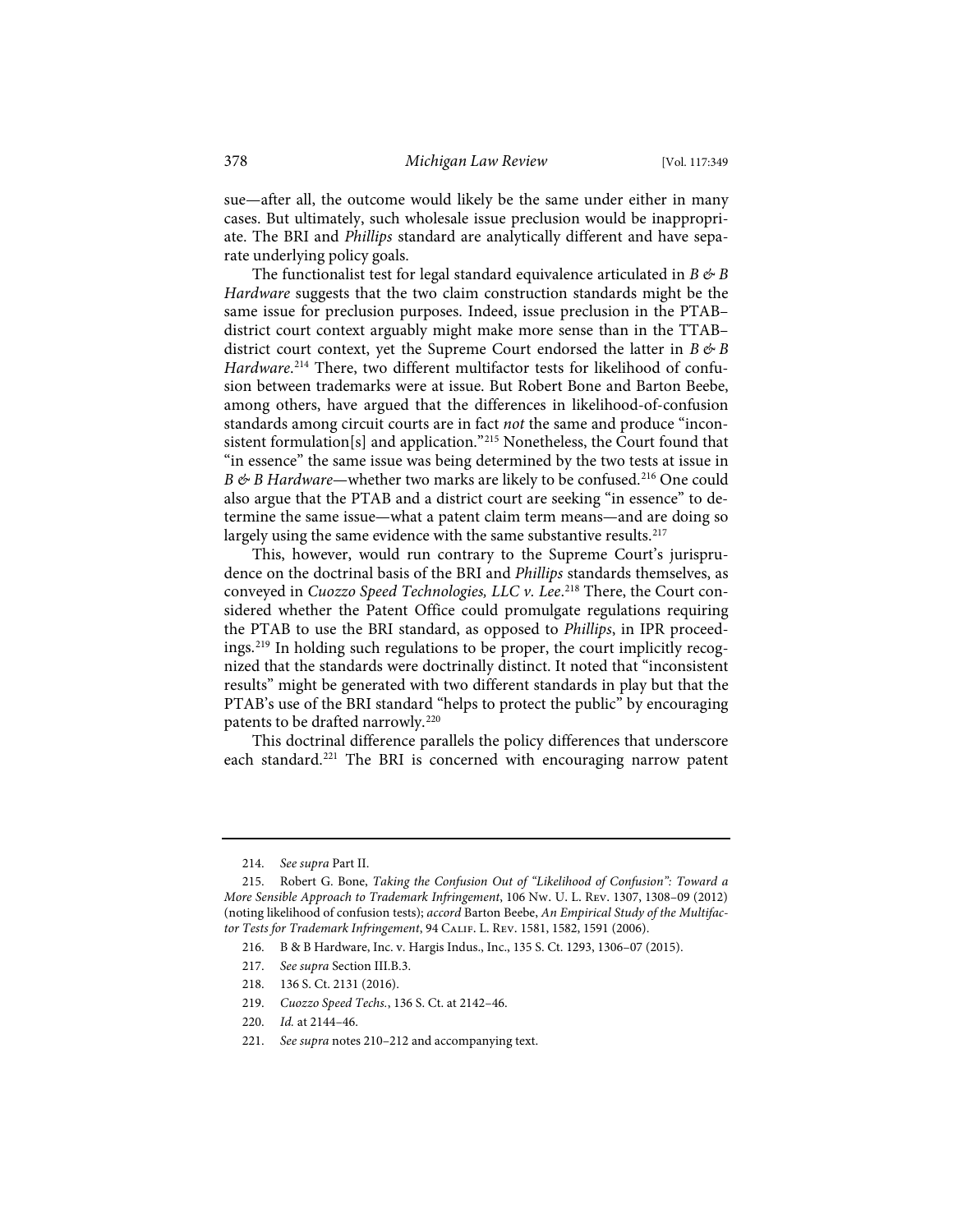sue—after all, the outcome would likely be the same under either in many cases. But ultimately, such wholesale issue preclusion would be inappropriate. The BRI and *Phillips* standard are analytically different and have separate underlying policy goals.

The functionalist test for legal standard equivalence articulated in *B & B Hardware* suggests that the two claim construction standards might be the same issue for preclusion purposes. Indeed, issue preclusion in the PTAB–district court context arguably might make more sense than in the TTAB–district court context, yet the Supreme Court endorsed the latter in *B & B Hardware*.[214] There, two different multifactor tests for likelihood of confusion between trademarks were at issue. But Robert Bone and Barton Beebe, among others, have argued that the differences in likelihood-of-confusion standards among circuit courts are in fact *not* the same and produce "inconsistent formulation[s] and application."[215] Nonetheless, the Court found that "in essence" the same issue was being determined by the two tests at issue in *B & B Hardware*—whether two marks are likely to be confused.[216] One could also argue that the PTAB and a district court are seeking "in essence" to determine the same issue—what a patent claim term means—and are doing so largely using the same evidence with the same substantive results.[217]

This, however, would run contrary to the Supreme Court's jurisprudence on the doctrinal basis of the BRI and *Phillips* standards themselves, as conveyed in *Cuozzo Speed Technologies, LLC v. Lee*.[218] There, the Court considered whether the Patent Office could promulgate regulations requiring the PTAB to use the BRI standard, as opposed to *Phillips*, in IPR proceedings.[219] In holding such regulations to be proper, the court implicitly recognized that the standards were doctrinally distinct. It noted that "inconsistent results" might be generated with two different standards in play but that the PTAB's use of the BRI standard "helps to protect the public" by encouraging patents to be drafted narrowly.[220]

This doctrinal difference parallels the policy differences that underscore each standard.[221] The BRI is concerned with encouraging narrow patent

---

214. *See supra* Part II.

215. Robert G. Bone, *Taking the Confusion Out of "Likelihood of Confusion": Toward a More Sensible Approach to Trademark Infringement*, 106 Nw. U. L. Rev. 1307, 1308–09 (2012) (noting likelihood of confusion tests); *accord* Barton Beebe, *An Empirical Study of the Multifactor Tests for Trademark Infringement*, 94 Calif. L. Rev. 1581, 1582, 1591 (2006).

216. B & B Hardware, Inc. v. Hargis Indus., Inc., 135 S. Ct. 1293, 1306–07 (2015).

217. *See supra* Section III.B.3.

218. 136 S. Ct. 2131 (2016).

219. *Cuozzo Speed Techs.*, 136 S. Ct. at 2142–46.

220. *Id.* at 2144–46.

221. *See supra* notes 210–212 and accompanying text.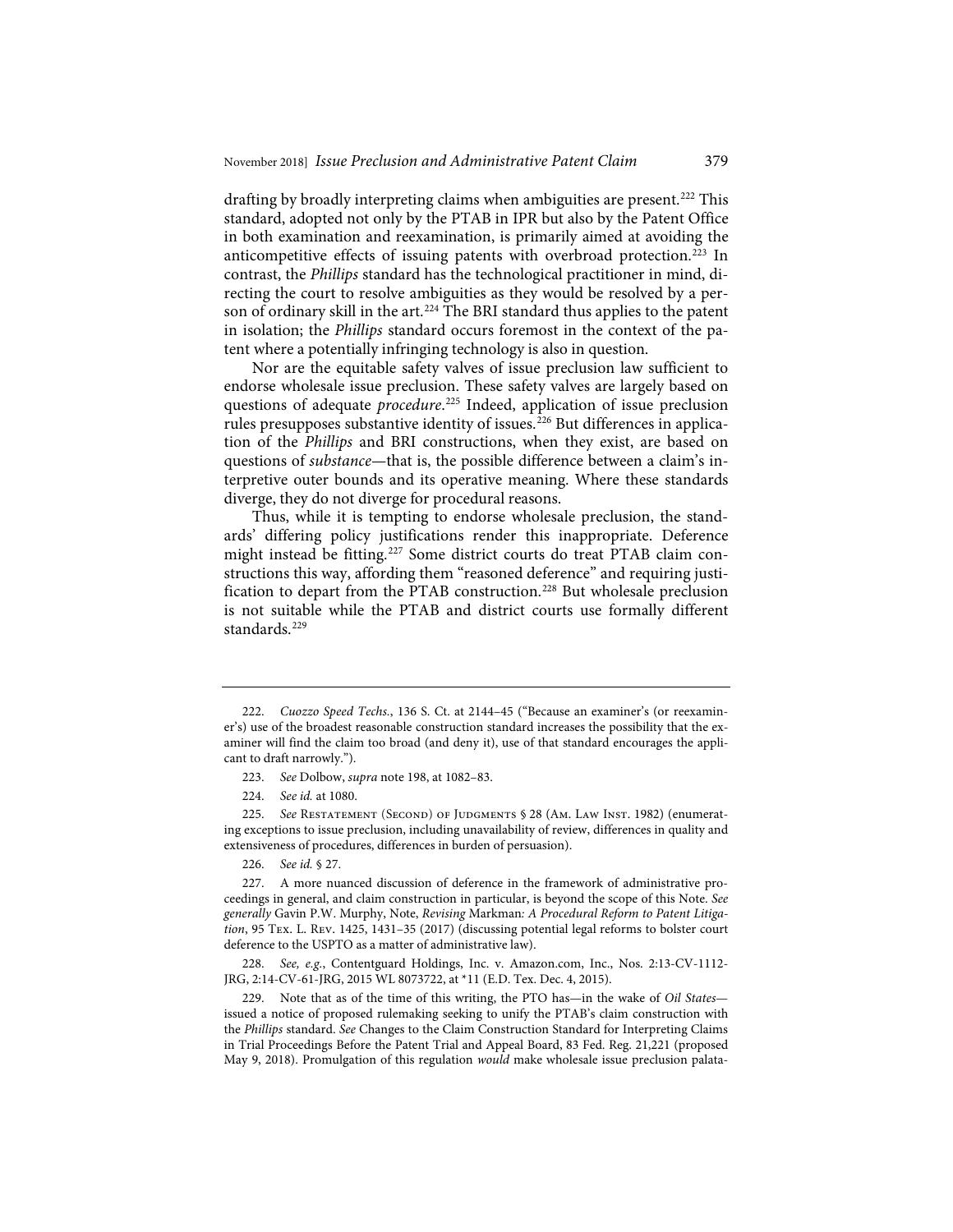drafting by broadly interpreting claims when ambiguities are present.[222] This standard, adopted not only by the PTAB in IPR but also by the Patent Office in both examination and reexamination, is primarily aimed at avoiding the anticompetitive effects of issuing patents with overbroad protection.[223] In contrast, the *Phillips* standard has the technological practitioner in mind, directing the court to resolve ambiguities as they would be resolved by a person of ordinary skill in the art.[224] The BRI standard thus applies to the patent in isolation; the *Phillips* standard occurs foremost in the context of the patent where a potentially infringing technology is also in question.

Nor are the equitable safety valves of issue preclusion law sufficient to endorse wholesale issue preclusion. These safety valves are largely based on questions of adequate *procedure*.[225] Indeed, application of issue preclusion rules presupposes substantive identity of issues.[226] But differences in application of the *Phillips* and BRI constructions, when they exist, are based on questions of *substance*—that is, the possible difference between a claim's interpretive outer bounds and its operative meaning. Where these standards diverge, they do not diverge for procedural reasons.

Thus, while it is tempting to endorse wholesale preclusion, the standards' differing policy justifications render this inappropriate. Deference might instead be fitting.[227] Some district courts do treat PTAB claim constructions this way, affording them "reasoned deference" and requiring justification to depart from the PTAB construction.[228] But wholesale preclusion is not suitable while the PTAB and district courts use formally different standards.[229]

---

222. *Cuozzo Speed Techs.*, 136 S. Ct. at 2144–45 ("Because an examiner's (or reexaminer's) use of the broadest reasonable construction standard increases the possibility that the examiner will find the claim too broad (and deny it), use of that standard encourages the applicant to draft narrowly.").

223. *See* Dolbow, *supra* note 198, at 1082–83.

224. *See id.* at 1080.

225. *See* Restatement (Second) of Judgments § 28 (Am. Law Inst. 1982) (enumerating exceptions to issue preclusion, including unavailability of review, differences in quality and extensiveness of procedures, differences in burden of persuasion).

226. *See id.* § 27.

227. A more nuanced discussion of deference in the framework of administrative proceedings in general, and claim construction in particular, is beyond the scope of this Note. *See generally* Gavin P.W. Murphy, Note, *Revising* Markman*: A Procedural Reform to Patent Litigation*, 95 Tex. L. Rev. 1425, 1431–35 (2017) (discussing potential legal reforms to bolster court deference to the USPTO as a matter of administrative law).

228. *See, e.g.*, Contentguard Holdings, Inc. v. Amazon.com, Inc., Nos. 2:13-CV-1112-JRG, 2:14-CV-61-JRG, 2015 WL 8073722, at *11 (E.D. Tex. Dec. 4, 2015).

229. Note that as of the time of this writing, the PTO has—in the wake of *Oil States*—issued a notice of proposed rulemaking seeking to unify the PTAB's claim construction with the *Phillips* standard. *See* Changes to the Claim Construction Standard for Interpreting Claims in Trial Proceedings Before the Patent Trial and Appeal Board, 83 Fed. Reg. 21,221 (proposed May 9, 2018). Promulgation of this regulation *would* make wholesale issue preclusion palata-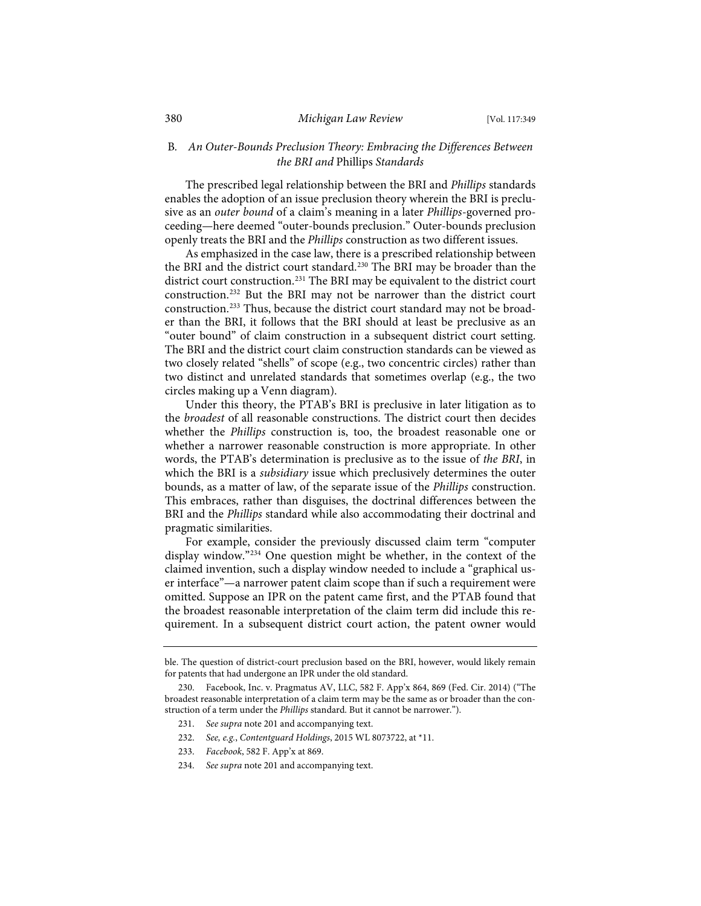### B. *An Outer-Bounds Preclusion Theory: Embracing the Differences Between the BRI and* Phillips *Standards*

The prescribed legal relationship between the BRI and *Phillips* standards enables the adoption of an issue preclusion theory wherein the BRI is preclusive as an *outer bound* of a claim's meaning in a later *Phillips*-governed proceeding—here deemed "outer-bounds preclusion." Outer-bounds preclusion openly treats the BRI and the *Phillips* construction as two different issues.

As emphasized in the case law, there is a prescribed relationship between the BRI and the district court standard.[230] The BRI may be broader than the district court construction.[231] The BRI may be equivalent to the district court construction.[232] But the BRI may not be narrower than the district court construction.[233] Thus, because the district court standard may not be broader than the BRI, it follows that the BRI should at least be preclusive as an "outer bound" of claim construction in a subsequent district court setting. The BRI and the district court claim construction standards can be viewed as two closely related "shells" of scope (e.g., two concentric circles) rather than two distinct and unrelated standards that sometimes overlap (e.g., the two circles making up a Venn diagram).

Under this theory, the PTAB's BRI is preclusive in later litigation as to the *broadest* of all reasonable constructions. The district court then decides whether the *Phillips* construction is, too, the broadest reasonable one or whether a narrower reasonable construction is more appropriate. In other words, the PTAB's determination is preclusive as to the issue of *the BRI*, in which the BRI is a *subsidiary* issue which preclusively determines the outer bounds, as a matter of law, of the separate issue of the *Phillips* construction. This embraces, rather than disguises, the doctrinal differences between the BRI and the *Phillips* standard while also accommodating their doctrinal and pragmatic similarities.

For example, consider the previously discussed claim term "computer display window."[234] One question might be whether, in the context of the claimed invention, such a display window needed to include a "graphical user interface"—a narrower patent claim scope than if such a requirement were omitted. Suppose an IPR on the patent came first, and the PTAB found that the broadest reasonable interpretation of the claim term did include this requirement. In a subsequent district court action, the patent owner would

---

ble. The question of district-court preclusion based on the BRI, however, would likely remain for patents that had undergone an IPR under the old standard.

230. Facebook, Inc. v. Pragmatus AV, LLC, 582 F. App'x 864, 869 (Fed. Cir. 2014) ("The broadest reasonable interpretation of a claim term may be the same as or broader than the construction of a term under the *Phillips* standard. But it cannot be narrower.").

231. *See supra* note 201 and accompanying text.

232. *See, e.g.*, *Contentguard Holdings*, 2015 WL 8073722, at \*11.

233. *Facebook*, 582 F. App'x at 869.

234. *See supra* note 201 and accompanying text.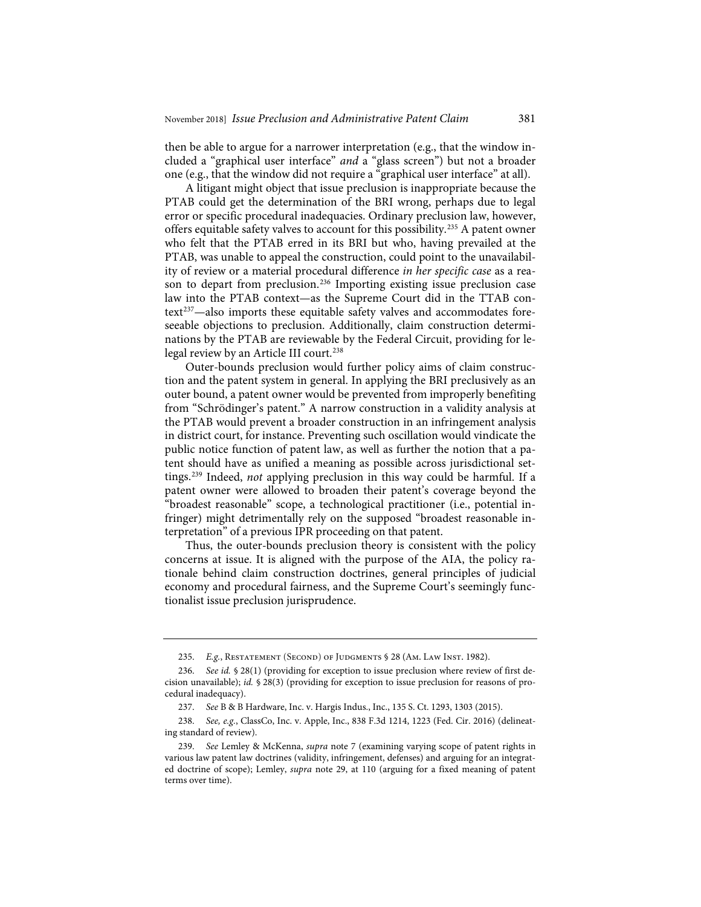then be able to argue for a narrower interpretation (e.g., that the window included a "graphical user interface" *and* a "glass screen") but not a broader one (e.g., that the window did not require a "graphical user interface" at all).

A litigant might object that issue preclusion is inappropriate because the PTAB could get the determination of the BRI wrong, perhaps due to legal error or specific procedural inadequacies. Ordinary preclusion law, however, offers equitable safety valves to account for this possibility.[235] A patent owner who felt that the PTAB erred in its BRI but who, having prevailed at the PTAB, was unable to appeal the construction, could point to the unavailability of review or a material procedural difference *in her specific case* as a reason to depart from preclusion.[236] Importing existing issue preclusion case law into the PTAB context—as the Supreme Court did in the TTAB context[237]—also imports these equitable safety valves and accommodates foreseeable objections to preclusion. Additionally, claim construction determinations by the PTAB are reviewable by the Federal Circuit, providing for lelegal review by an Article III court.[238]

Outer-bounds preclusion would further policy aims of claim construction and the patent system in general. In applying the BRI preclusively as an outer bound, a patent owner would be prevented from improperly benefiting from "Schrödinger's patent." A narrow construction in a validity analysis at the PTAB would prevent a broader construction in an infringement analysis in district court, for instance. Preventing such oscillation would vindicate the public notice function of patent law, as well as further the notion that a patent should have as unified a meaning as possible across jurisdictional settings.[239] Indeed, *not* applying preclusion in this way could be harmful. If a patent owner were allowed to broaden their patent's coverage beyond the "broadest reasonable" scope, a technological practitioner (i.e., potential infringer) might detrimentally rely on the supposed "broadest reasonable interpretation" of a previous IPR proceeding on that patent.

Thus, the outer-bounds preclusion theory is consistent with the policy concerns at issue. It is aligned with the purpose of the AIA, the policy rationale behind claim construction doctrines, general principles of judicial economy and procedural fairness, and the Supreme Court's seemingly functionalist issue preclusion jurisprudence.

---

235. *E.g.*, Restatement (Second) of Judgments § 28 (Am. Law Inst. 1982).

236. *See id.* § 28(1) (providing for exception to issue preclusion where review of first decision unavailable); *id.* § 28(3) (providing for exception to issue preclusion for reasons of procedural inadequacy).

237. *See* B & B Hardware, Inc. v. Hargis Indus., Inc., 135 S. Ct. 1293, 1303 (2015).

238. *See, e.g.*, ClassCo, Inc. v. Apple, Inc., 838 F.3d 1214, 1223 (Fed. Cir. 2016) (delineating standard of review).

239. *See* Lemley & McKenna, *supra* note 7 (examining varying scope of patent rights in various law patent law doctrines (validity, infringement, defenses) and arguing for an integrated doctrine of scope); Lemley, *supra* note 29, at 110 (arguing for a fixed meaning of patent terms over time).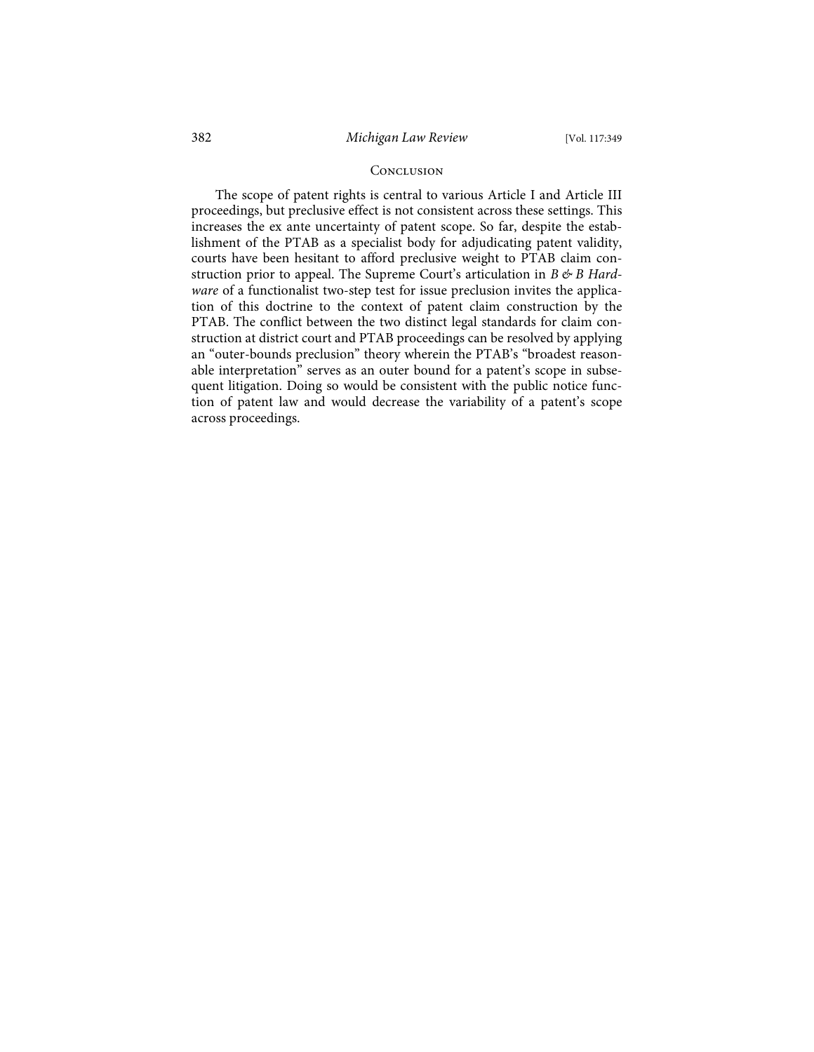## Conclusion

The scope of patent rights is central to various Article I and Article III proceedings, but preclusive effect is not consistent across these settings. This increases the ex ante uncertainty of patent scope. So far, despite the establishment of the PTAB as a specialist body for adjudicating patent validity, courts have been hesitant to afford preclusive weight to PTAB claim construction prior to appeal. The Supreme Court's articulation in *B & B Hardware* of a functionalist two-step test for issue preclusion invites the application of this doctrine to the context of patent claim construction by the PTAB. The conflict between the two distinct legal standards for claim construction at district court and PTAB proceedings can be resolved by applying an "outer-bounds preclusion" theory wherein the PTAB's "broadest reasonable interpretation" serves as an outer bound for a patent's scope in subsequent litigation. Doing so would be consistent with the public notice function of patent law and would decrease the variability of a patent's scope across proceedings.